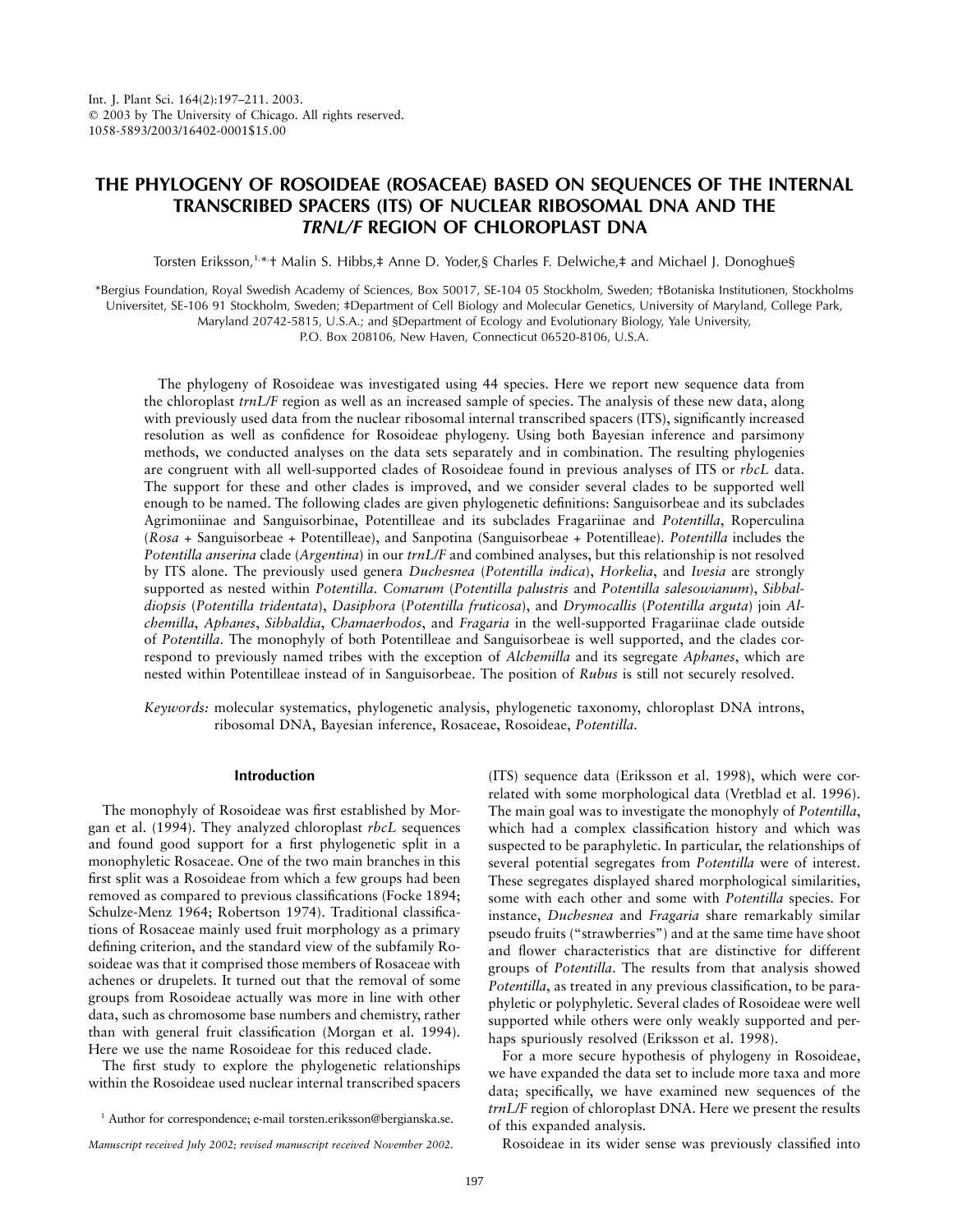Int. J. Plant Sci. 164(2):197–211. 2003.
© 2003 by The University of Chicago. All rights reserved.
1058-5893/2003/16402-0001$15.00

# THE PHYLOGENY OF ROSOIDEAE (ROSACEAE) BASED ON SEQUENCES OF THE INTERNAL TRANSCRIBED SPACERS (ITS) OF NUCLEAR RIBOSOMAL DNA AND THE *TRNL/F* REGION OF CHLOROPLAST DNA

Torsten Eriksson,[1,*,†] Malin S. Hibbs,[‡] Anne D. Yoder,[§] Charles F. Delwiche,[‡] and Michael J. Donoghue[§]

*Bergius Foundation, Royal Swedish Academy of Sciences, Box 50017, SE-104 05 Stockholm, Sweden; †Botaniska Institutionen, Stockholms Universitet, SE-106 91 Stockholm, Sweden; ‡Department of Cell Biology and Molecular Genetics, University of Maryland, College Park, Maryland 20742-5815, U.S.A.; and §Department of Ecology and Evolutionary Biology, Yale University, P.O. Box 208106, New Haven, Connecticut 06520-8106, U.S.A.

The phylogeny of Rosoideae was investigated using 44 species. Here we report new sequence data from the chloroplast *trnL/F* region as well as an increased sample of species. The analysis of these new data, along with previously used data from the nuclear ribosomal internal transcribed spacers (ITS), significantly increased resolution as well as confidence for Rosoideae phylogeny. Using both Bayesian inference and parsimony methods, we conducted analyses on the data sets separately and in combination. The resulting phylogenies are congruent with all well-supported clades of Rosoideae found in previous analyses of ITS or *rbcL* data. The support for these and other clades is improved, and we consider several clades to be supported well enough to be named. The following clades are given phylogenetic definitions: Sanguisorbeae and its subclades Agrimoniinae and Sanguisorbinae, Potentilleae and its subclades Fragariinae and *Potentilla*, Roperculina (*Rosa* + Sanguisorbeae + Potentilleae), and Sanpotina (Sanguisorbeae + Potentilleae). *Potentilla* includes the *Potentilla anserina* clade (*Argentina*) in our *trnL/F* and combined analyses, but this relationship is not resolved by ITS alone. The previously used genera *Duchesnea* (*Potentilla indica*), *Horkelia*, and *Ivesia* are strongly supported as nested within *Potentilla*. *Comarum* (*Potentilla palustris* and *Potentilla salesowianum*), *Sibbaldiopsis* (*Potentilla tridentata*), *Dasiphora* (*Potentilla fruticosa*), and *Drymocallis* (*Potentilla arguta*) join *Alchemilla*, *Aphanes*, *Sibbaldia*, *Chamaerhodos*, and *Fragaria* in the well-supported Fragariinae clade outside of *Potentilla*. The monophyly of both Potentilleae and Sanguisorbeae is well supported, and the clades correspond to previously named tribes with the exception of *Alchemilla* and its segregate *Aphanes*, which are nested within Potentilleae instead of in Sanguisorbeae. The position of *Rubus* is still not securely resolved.

*Keywords:* molecular systematics, phylogenetic analysis, phylogenetic taxonomy, chloroplast DNA introns, ribosomal DNA, Bayesian inference, Rosaceae, Rosoideae, *Potentilla*.

## Introduction

The monophyly of Rosoideae was first established by Morgan et al. (1994). They analyzed chloroplast *rbcL* sequences and found good support for a first phylogenetic split in a monophyletic Rosaceae. One of the two main branches in this first split was a Rosoideae from which a few groups had been removed as compared to previous classifications (Focke 1894; Schulze-Menz 1964; Robertson 1974). Traditional classifications of Rosaceae mainly used fruit morphology as a primary defining criterion, and the standard view of the subfamily Rosoideae was that it comprised those members of Rosaceae with achenes or drupelets. It turned out that the removal of some groups from Rosoideae actually was more in line with other data, such as chromosome base numbers and chemistry, rather than with general fruit classification (Morgan et al. 1994). Here we use the name Rosoideae for this reduced clade.

The first study to explore the phylogenetic relationships within the Rosoideae used nuclear internal transcribed spacers (ITS) sequence data (Eriksson et al. 1998), which were correlated with some morphological data (Vretblad et al. 1996). The main goal was to investigate the monophyly of *Potentilla*, which had a complex classification history and which was suspected to be paraphyletic. In particular, the relationships of several potential segregates from *Potentilla* were of interest. These segregates displayed shared morphological similarities, some with each other and some with *Potentilla* species. For instance, *Duchesnea* and *Fragaria* share remarkably similar pseudo fruits ("strawberries") and at the same time have shoot and flower characteristics that are distinctive for different groups of *Potentilla*. The results from that analysis showed *Potentilla*, as treated in any previous classification, to be paraphyletic or polyphyletic. Several clades of Rosoideae were well supported while others were only weakly supported and perhaps spuriously resolved (Eriksson et al. 1998).

For a more secure hypothesis of phylogeny in Rosoideae, we have expanded the data set to include more taxa and more data; specifically, we have examined new sequences of the *trnL/F* region of chloroplast DNA. Here we present the results of this expanded analysis.

Rosoideae in its wider sense was previously classified into

[1] Author for correspondence; e-mail torsten.eriksson@bergianska.se.

*Manuscript received July 2002; revised manuscript received November 2002.*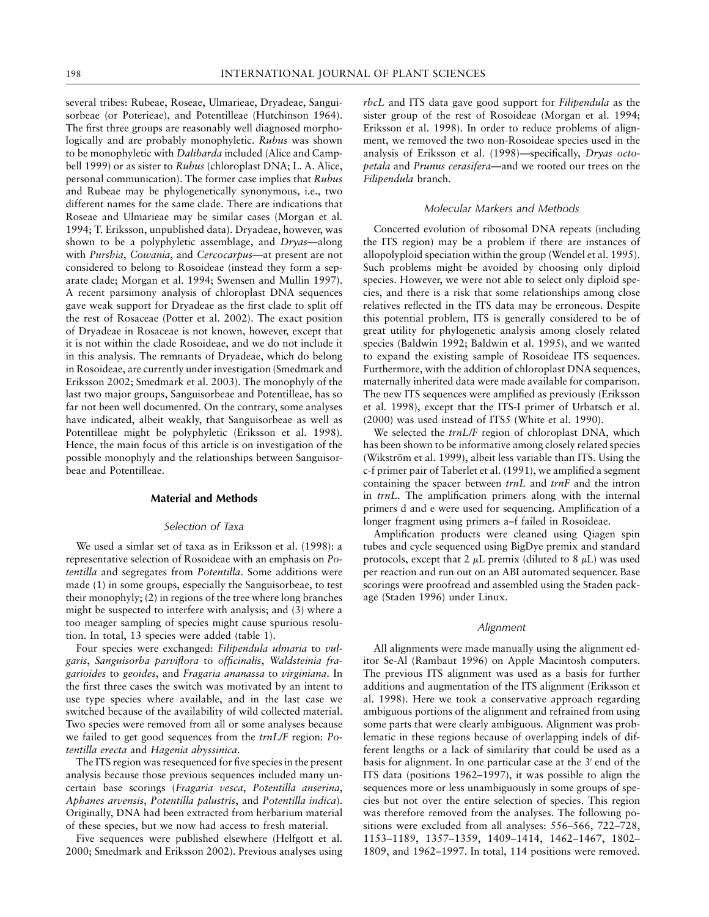several tribes: Rubeae, Roseae, Ulmarieae, Dryadeae, Sanguisorbeae (or Poterieae), and Potentilleae (Hutchinson 1964). The first three groups are reasonably well diagnosed morphologically and are probably monophyletic. *Rubus* was shown to be monophyletic with *Dalibarda* included (Alice and Campbell 1999) or as sister to *Rubus* (chloroplast DNA; L. A. Alice, personal communication). The former case implies that *Rubus* and Rubeae may be phylogenetically synonymous, i.e., two different names for the same clade. There are indications that Roseae and Ulmarieae may be similar cases (Morgan et al. 1994; T. Eriksson, unpublished data). Dryadeae, however, was shown to be a polyphyletic assemblage, and *Dryas*—along with *Purshia*, *Cowania*, and *Cercocarpus*—at present are not considered to belong to Rosoideae (instead they form a separate clade; Morgan et al. 1994; Swensen and Mullin 1997). A recent parsimony analysis of chloroplast DNA sequences gave weak support for Dryadeae as the first clade to split off the rest of Rosaceae (Potter et al. 2002). The exact position of Dryadeae in Rosaceae is not known, however, except that it is not within the clade Rosoideae, and we do not include it in this analysis. The remnants of Dryadeae, which do belong in Rosoideae, are currently under investigation (Smedmark and Eriksson 2002; Smedmark et al. 2003). The monophyly of the last two major groups, Sanguisorbeae and Potentilleae, has so far not been well documented. On the contrary, some analyses have indicated, albeit weakly, that Sanguisorbeae as well as Potentilleae might be polyphyletic (Eriksson et al. 1998). Hence, the main focus of this article is on investigation of the possible monophyly and the relationships between Sanguisorbeae and Potentilleae.

## Material and Methods

### Selection of Taxa

We used a simlar set of taxa as in Eriksson et al. (1998): a representative selection of Rosoideae with an emphasis on *Potentilla* and segregates from *Potentilla*. Some additions were made (1) in some groups, especially the Sanguisorbeae, to test their monophyly; (2) in regions of the tree where long branches might be suspected to interfere with analysis; and (3) where a too meager sampling of species might cause spurious resolution. In total, 13 species were added (table 1).

Four species were exchanged: *Filipendula ulmaria* to *vulgaris*, *Sanguisorba parviflora* to *officinalis*, *Waldsteinia fragarioides* to *geoides*, and *Fragaria ananassa* to *virginiana*. In the first three cases the switch was motivated by an intent to use type species where available, and in the last case we switched because of the availability of wild collected material. Two species were removed from all or some analyses because we failed to get good sequences from the *trnL/F* region: *Potentilla erecta* and *Hagenia abyssinica*.

The ITS region was resequenced for five species in the present analysis because those previous sequences included many uncertain base scorings (*Fragaria vesca*, *Potentilla anserina*, *Aphanes arvensis*, *Potentilla palustris*, and *Potentilla indica*). Originally, DNA had been extracted from herbarium material of these species, but we now had access to fresh material.

Five sequences were published elsewhere (Helfgott et al. 2000; Smedmark and Eriksson 2002). Previous analyses using *rbcL* and ITS data gave good support for *Filipendula* as the sister group of the rest of Rosoideae (Morgan et al. 1994; Eriksson et al. 1998). In order to reduce problems of alignment, we removed the two non-Rosoideae species used in the analysis of Eriksson et al. (1998)—specifically, *Dryas octopetala* and *Prunus cerasifera*—and we rooted our trees on the *Filipendula* branch.

### Molecular Markers and Methods

Concerted evolution of ribosomal DNA repeats (including the ITS region) may be a problem if there are instances of allopolyploid speciation within the group (Wendel et al. 1995). Such problems might be avoided by choosing only diploid species. However, we were not able to select only diploid species, and there is a risk that some relationships among close relatives reflected in the ITS data may be erroneous. Despite this potential problem, ITS is generally considered to be of great utility for phylogenetic analysis among closely related species (Baldwin 1992; Baldwin et al. 1995), and we wanted to expand the existing sample of Rosoideae ITS sequences. Furthermore, with the addition of chloroplast DNA sequences, maternally inherited data were made available for comparison. The new ITS sequences were amplified as previously (Eriksson et al. 1998), except that the ITS-I primer of Urbatsch et al. (2000) was used instead of ITS5 (White et al. 1990).

We selected the *trnL/F* region of chloroplast DNA, which has been shown to be informative among closely related species (Wikström et al. 1999), albeit less variable than ITS. Using the c-f primer pair of Taberlet et al. (1991), we amplified a segment containing the spacer between *trnL* and *trnF* and the intron in *trnL*. The amplification primers along with the internal primers d and e were used for sequencing. Amplification of a longer fragment using primers a–f failed in Rosoideae.

Amplification products were cleaned using Qiagen spin tubes and cycle sequenced using BigDye premix and standard protocols, except that 2 $\mu$L premix (diluted to 8 $\mu$L) was used per reaction and run out on an ABI automated sequencer. Base scorings were proofread and assembled using the Staden package (Staden 1996) under Linux.

### Alignment

All alignments were made manually using the alignment editor Se-Al (Rambaut 1996) on Apple Macintosh computers. The previous ITS alignment was used as a basis for further additions and augmentation of the ITS alignment (Eriksson et al. 1998). Here we took a conservative approach regarding ambiguous portions of the alignment and refrained from using some parts that were clearly ambiguous. Alignment was problematic in these regions because of overlapping indels of different lengths or a lack of similarity that could be used as a basis for alignment. In one particular case at the 3′ end of the ITS data (positions 1962–1997), it was possible to align the sequences more or less unambiguously in some groups of species but not over the entire selection of species. This region was therefore removed from the analyses. The following positions were excluded from all analyses: 556–566, 722–728, 1153–1189, 1357–1359, 1409–1414, 1462–1467, 1802–1809, and 1962–1997. In total, 114 positions were removed.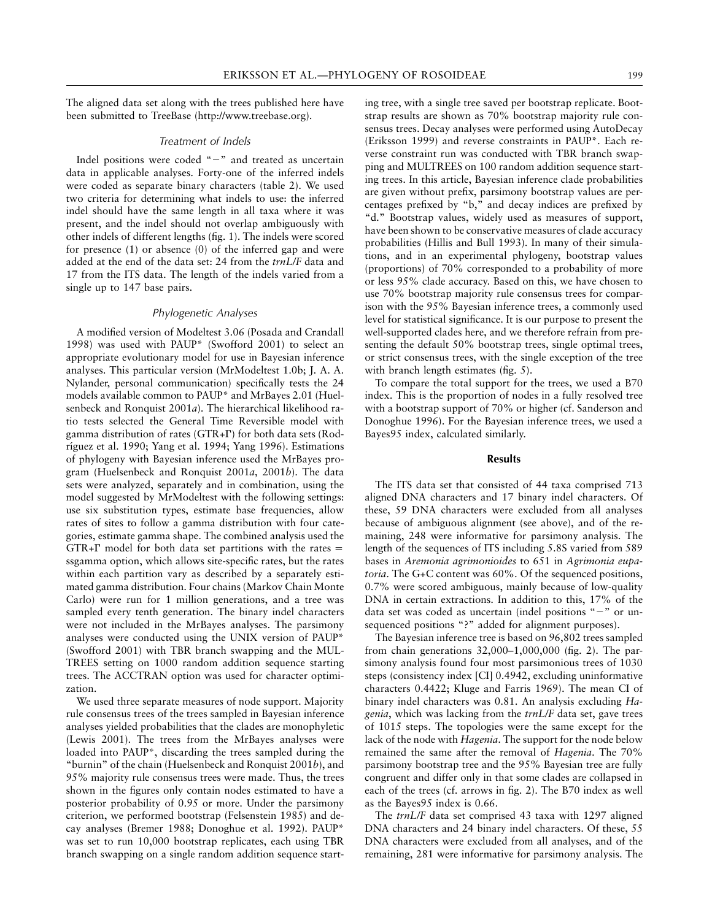The aligned data set along with the trees published here have been submitted to TreeBase (http://www.treebase.org).

### *Treatment of Indels*

Indel positions were coded "−" and treated as uncertain data in applicable analyses. Forty-one of the inferred indels were coded as separate binary characters (table 2). We used two criteria for determining what indels to use: the inferred indel should have the same length in all taxa where it was present, and the indel should not overlap ambiguously with other indels of different lengths (fig. 1). The indels were scored for presence (1) or absence (0) of the inferred gap and were added at the end of the data set: 24 from the *trnL/F* data and 17 from the ITS data. The length of the indels varied from a single up to 147 base pairs.

### *Phylogenetic Analyses*

A modified version of Modeltest 3.06 (Posada and Crandall 1998) was used with PAUP* (Swofford 2001) to select an appropriate evolutionary model for use in Bayesian inference analyses. This particular version (MrModeltest 1.0b; J. A. A. Nylander, personal communication) specifically tests the 24 models available common to PAUP* and MrBayes 2.01 (Huelsenbeck and Ronquist 2001*a*). The hierarchical likelihood ratio tests selected the General Time Reversible model with gamma distribution of rates (GTR+Γ) for both data sets (Rodríguez et al. 1990; Yang et al. 1994; Yang 1996). Estimations of phylogeny with Bayesian inference used the MrBayes program (Huelsenbeck and Ronquist 2001*a*, 2001*b*). The data sets were analyzed, separately and in combination, using the model suggested by MrModeltest with the following settings: use six substitution types, estimate base frequencies, allow rates of sites to follow a gamma distribution with four categories, estimate gamma shape. The combined analysis used the GTR+Γ model for both data set partitions with the rates = ssgamma option, which allows site-specific rates, but the rates within each partition vary as described by a separately estimated gamma distribution. Four chains (Markov Chain Monte Carlo) were run for 1 million generations, and a tree was sampled every tenth generation. The binary indel characters were not included in the MrBayes analyses. The parsimony analyses were conducted using the UNIX version of PAUP* (Swofford 2001) with TBR branch swapping and the MULTREES setting on 1000 random addition sequence starting trees. The ACCTRAN option was used for character optimization.

We used three separate measures of node support. Majority rule consensus trees of the trees sampled in Bayesian inference analyses yielded probabilities that the clades are monophyletic (Lewis 2001). The trees from the MrBayes analyses were loaded into PAUP*, discarding the trees sampled during the "burnin" of the chain (Huelsenbeck and Ronquist 2001*b*), and 95% majority rule consensus trees were made. Thus, the trees shown in the figures only contain nodes estimated to have a posterior probability of 0.95 or more. Under the parsimony criterion, we performed bootstrap (Felsenstein 1985) and decay analyses (Bremer 1988; Donoghue et al. 1992). PAUP* was set to run 10,000 bootstrap replicates, each using TBR branch swapping on a single random addition sequence starting tree, with a single tree saved per bootstrap replicate. Bootstrap results are shown as 70% bootstrap majority rule consensus trees. Decay analyses were performed using AutoDecay (Eriksson 1999) and reverse constraints in PAUP*. Each reverse constraint run was conducted with TBR branch swapping and MULTREES on 100 random addition sequence starting trees. In this article, Bayesian inference clade probabilities are given without prefix, parsimony bootstrap values are percentages prefixed by "b," and decay indices are prefixed by "d." Bootstrap values, widely used as measures of support, have been shown to be conservative measures of clade accuracy probabilities (Hillis and Bull 1993). In many of their simulations, and in an experimental phylogeny, bootstrap values (proportions) of 70% corresponded to a probability of more or less 95% clade accuracy. Based on this, we have chosen to use 70% bootstrap majority rule consensus trees for comparison with the 95% Bayesian inference trees, a commonly used level for statistical significance. It is our purpose to present the well-supported clades here, and we therefore refrain from presenting the default 50% bootstrap trees, single optimal trees, or strict consensus trees, with the single exception of the tree with branch length estimates (fig. 5).

To compare the total support for the trees, we used a B70 index. This is the proportion of nodes in a fully resolved tree with a bootstrap support of 70% or higher (cf. Sanderson and Donoghue 1996). For the Bayesian inference trees, we used a Bayes95 index, calculated similarly.

## Results

The ITS data set that consisted of 44 taxa comprised 713 aligned DNA characters and 17 binary indel characters. Of these, 59 DNA characters were excluded from all analyses because of ambiguous alignment (see above), and of the remaining, 248 were informative for parsimony analysis. The length of the sequences of ITS including 5.8S varied from 589 bases in *Aremonia agrimonioides* to 651 in *Agrimonia eupatoria*. The G+C content was 60%. Of the sequenced positions, 0.7% were scored ambiguous, mainly because of low-quality DNA in certain extractions. In addition to this, 17% of the data set was coded as uncertain (indel positions "−" or unsequenced positions "?" added for alignment purposes).

The Bayesian inference tree is based on 96,802 trees sampled from chain generations 32,000–1,000,000 (fig. 2). The parsimony analysis found four most parsimonious trees of 1030 steps (consistency index [CI] 0.4942, excluding uninformative characters 0.4422; Kluge and Farris 1969). The mean CI of binary indel characters was 0.81. An analysis excluding *Hagenia*, which was lacking from the *trnL/F* data set, gave trees of 1015 steps. The topologies were the same except for the lack of the node with *Hagenia*. The support for the node below remained the same after the removal of *Hagenia*. The 70% parsimony bootstrap tree and the 95% Bayesian tree are fully congruent and differ only in that some clades are collapsed in each of the trees (cf. arrows in fig. 2). The B70 index as well as the Bayes95 index is 0.66.

The *trnL/F* data set comprised 43 taxa with 1297 aligned DNA characters and 24 binary indel characters. Of these, 55 DNA characters were excluded from all analyses, and of the remaining, 281 were informative for parsimony analysis. The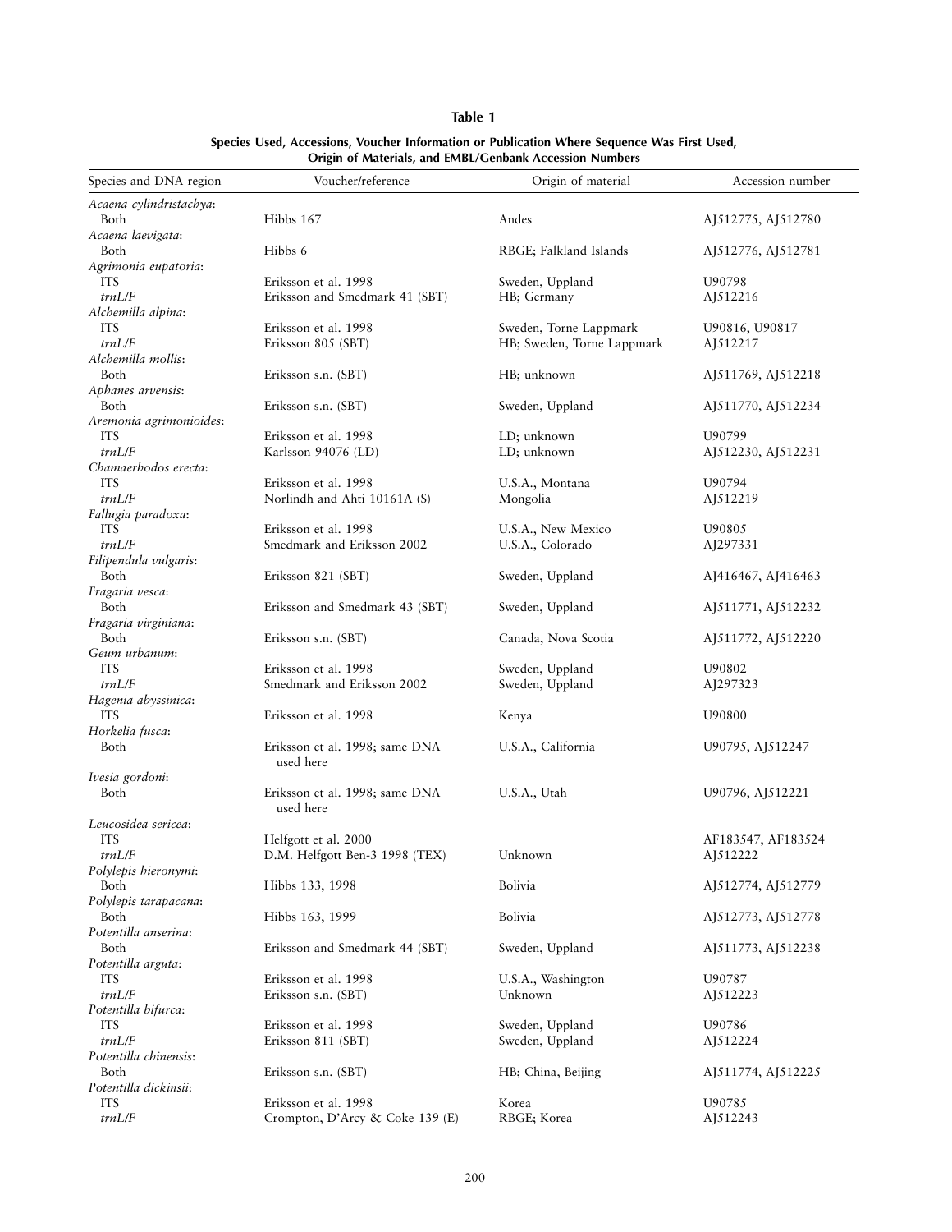**Table 1**

**Species Used, Accessions, Voucher Information or Publication Where Sequence Was First Used, Origin of Materials, and EMBL/Genbank Accession Numbers**

| Species and DNA region | Voucher/reference | Origin of material | Accession number |
|---|---|---|---|
| *Acaena cylindristachya*: | | | |
| Both | Hibbs 167 | Andes | AJ512775, AJ512780 |
| *Acaena laevigata*: | | | |
| Both | Hibbs 6 | RBGE; Falkland Islands | AJ512776, AJ512781 |
| *Agrimonia eupatoria*: | | | |
| ITS | Eriksson et al. 1998 | Sweden, Uppland | U90798 |
| *trnL/F* | Eriksson and Smedmark 41 (SBT) | HB; Germany | AJ512216 |
| *Alchemilla alpina*: | | | |
| ITS | Eriksson et al. 1998 | Sweden, Torne Lappmark | U90816, U90817 |
| *trnL/F* | Eriksson 805 (SBT) | HB; Sweden, Torne Lappmark | AJ512217 |
| *Alchemilla mollis*: | | | |
| Both | Eriksson s.n. (SBT) | HB; unknown | AJ511769, AJ512218 |
| *Aphanes arvensis*: | | | |
| Both | Eriksson s.n. (SBT) | Sweden, Uppland | AJ511770, AJ512234 |
| *Aremonia agrimonioides*: | | | |
| ITS | Eriksson et al. 1998 | LD; unknown | U90799 |
| *trnL/F* | Karlsson 94076 (LD) | LD; unknown | AJ512230, AJ512231 |
| *Chamaerhodos erecta*: | | | |
| ITS | Eriksson et al. 1998 | U.S.A., Montana | U90794 |
| *trnL/F* | Norlindh and Ahti 10161A (S) | Mongolia | AJ512219 |
| *Fallugia paradoxa*: | | | |
| ITS | Eriksson et al. 1998 | U.S.A., New Mexico | U90805 |
| *trnL/F* | Smedmark and Eriksson 2002 | U.S.A., Colorado | AJ297331 |
| *Filipendula vulgaris*: | | | |
| Both | Eriksson 821 (SBT) | Sweden, Uppland | AJ416467, AJ416463 |
| *Fragaria vesca*: | | | |
| Both | Eriksson and Smedmark 43 (SBT) | Sweden, Uppland | AJ511771, AJ512232 |
| *Fragaria virginiana*: | | | |
| Both | Eriksson s.n. (SBT) | Canada, Nova Scotia | AJ511772, AJ512220 |
| *Geum urbanum*: | | | |
| ITS | Eriksson et al. 1998 | Sweden, Uppland | U90802 |
| *trnL/F* | Smedmark and Eriksson 2002 | Sweden, Uppland | AJ297323 |
| *Hagenia abyssinica*: | | | |
| ITS | Eriksson et al. 1998 | Kenya | U90800 |
| *Horkelia fusca*: | | | |
| Both | Eriksson et al. 1998; same DNA used here | U.S.A., California | U90795, AJ512247 |
| *Ivesia gordoni*: | | | |
| Both | Eriksson et al. 1998; same DNA used here | U.S.A., Utah | U90796, AJ512221 |
| *Leucosidea sericea*: | | | |
| ITS | Helfgott et al. 2000 | | AF183547, AF183524 |
| *trnL/F* | D.M. Helfgott Ben-3 1998 (TEX) | Unknown | AJ512222 |
| *Polylepis hieronymi*: | | | |
| Both | Hibbs 133, 1998 | Bolivia | AJ512774, AJ512779 |
| *Polylepis tarapacana*: | | | |
| Both | Hibbs 163, 1999 | Bolivia | AJ512773, AJ512778 |
| *Potentilla anserina*: | | | |
| Both | Eriksson and Smedmark 44 (SBT) | Sweden, Uppland | AJ511773, AJ512238 |
| *Potentilla arguta*: | | | |
| ITS | Eriksson et al. 1998 | U.S.A., Washington | U90787 |
| *trnL/F* | Eriksson s.n. (SBT) | Unknown | AJ512223 |
| *Potentilla bifurca*: | | | |
| ITS | Eriksson et al. 1998 | Sweden, Uppland | U90786 |
| *trnL/F* | Eriksson 811 (SBT) | Sweden, Uppland | AJ512224 |
| *Potentilla chinensis*: | | | |
| Both | Eriksson s.n. (SBT) | HB; China, Beijing | AJ511774, AJ512225 |
| *Potentilla dickinsii*: | | | |
| ITS | Eriksson et al. 1998 | Korea | U90785 |
| *trnL/F* | Crompton, D'Arcy & Coke 139 (E) | RBGE; Korea | AJ512243 |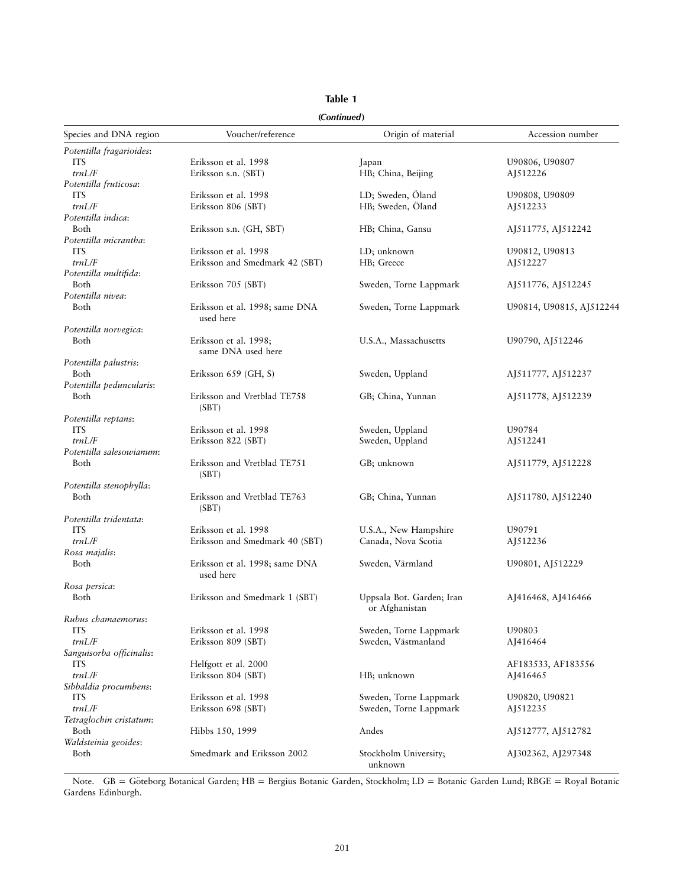**Table 1**

***(Continued)***

| Species and DNA region | Voucher/reference | Origin of material | Accession number |
|---|---|---|---|
| *Potentilla fragarioides*: | | | |
| ITS | Eriksson et al. 1998 | Japan | U90806, U90807 |
| *trnL/F* | Eriksson s.n. (SBT) | HB; China, Beijing | AJ512226 |
| *Potentilla fruticosa*: | | | |
| ITS | Eriksson et al. 1998 | LD; Sweden, Öland | U90808, U90809 |
| *trnL/F* | Eriksson 806 (SBT) | HB; Sweden, Öland | AJ512233 |
| *Potentilla indica*: | | | |
| Both | Eriksson s.n. (GH, SBT) | HB; China, Gansu | AJ511775, AJ512242 |
| *Potentilla micrantha*: | | | |
| ITS | Eriksson et al. 1998 | LD; unknown | U90812, U90813 |
| *trnL/F* | Eriksson and Smedmark 42 (SBT) | HB; Greece | AJ512227 |
| *Potentilla multifida*: | | | |
| Both | Eriksson 705 (SBT) | Sweden, Torne Lappmark | AJ511776, AJ512245 |
| *Potentilla nivea*: | | | |
| Both | Eriksson et al. 1998; same DNA used here | Sweden, Torne Lappmark | U90814, U90815, AJ512244 |
| *Potentilla norvegica*: | | | |
| Both | Eriksson et al. 1998; same DNA used here | U.S.A., Massachusetts | U90790, AJ512246 |
| *Potentilla palustris*: | | | |
| Both | Eriksson 659 (GH, S) | Sweden, Uppland | AJ511777, AJ512237 |
| *Potentilla peduncularis*: | | | |
| Both | Eriksson and Vretblad TE758 (SBT) | GB; China, Yunnan | AJ511778, AJ512239 |
| *Potentilla reptans*: | | | |
| ITS | Eriksson et al. 1998 | Sweden, Uppland | U90784 |
| *trnL/F* | Eriksson 822 (SBT) | Sweden, Uppland | AJ512241 |
| *Potentilla salesowianum*: | | | |
| Both | Eriksson and Vretblad TE751 (SBT) | GB; unknown | AJ511779, AJ512228 |
| *Potentilla stenophylla*: | | | |
| Both | Eriksson and Vretblad TE763 (SBT) | GB; China, Yunnan | AJ511780, AJ512240 |
| *Potentilla tridentata*: | | | |
| ITS | Eriksson et al. 1998 | U.S.A., New Hampshire | U90791 |
| *trnL/F* | Eriksson and Smedmark 40 (SBT) | Canada, Nova Scotia | AJ512236 |
| *Rosa majalis*: | | | |
| Both | Eriksson et al. 1998; same DNA used here | Sweden, Värmland | U90801, AJ512229 |
| *Rosa persica*: | | | |
| Both | Eriksson and Smedmark 1 (SBT) | Uppsala Bot. Garden; Iran or Afghanistan | AJ416468, AJ416466 |
| *Rubus chamaemorus*: | | | |
| ITS | Eriksson et al. 1998 | Sweden, Torne Lappmark | U90803 |
| *trnL/F* | Eriksson 809 (SBT) | Sweden, Västmanland | AJ416464 |
| *Sanguisorba officinalis*: | | | |
| ITS | Helfgott et al. 2000 | | AF183533, AF183556 |
| *trnL/F* | Eriksson 804 (SBT) | HB; unknown | AJ416465 |
| *Sibbaldia procumbens*: | | | |
| ITS | Eriksson et al. 1998 | Sweden, Torne Lappmark | U90820, U90821 |
| *trnL/F* | Eriksson 698 (SBT) | Sweden, Torne Lappmark | AJ512235 |
| *Tetraglochin cristatum*: | | | |
| Both | Hibbs 150, 1999 | Andes | AJ512777, AJ512782 |
| *Waldsteinia geoides*: | | | |
| Both | Smedmark and Eriksson 2002 | Stockholm University; unknown | AJ302362, AJ297348 |

Note. GB = Göteborg Botanical Garden; HB = Bergius Botanic Garden, Stockholm; LD = Botanic Garden Lund; RBGE = Royal Botanic Gardens Edinburgh.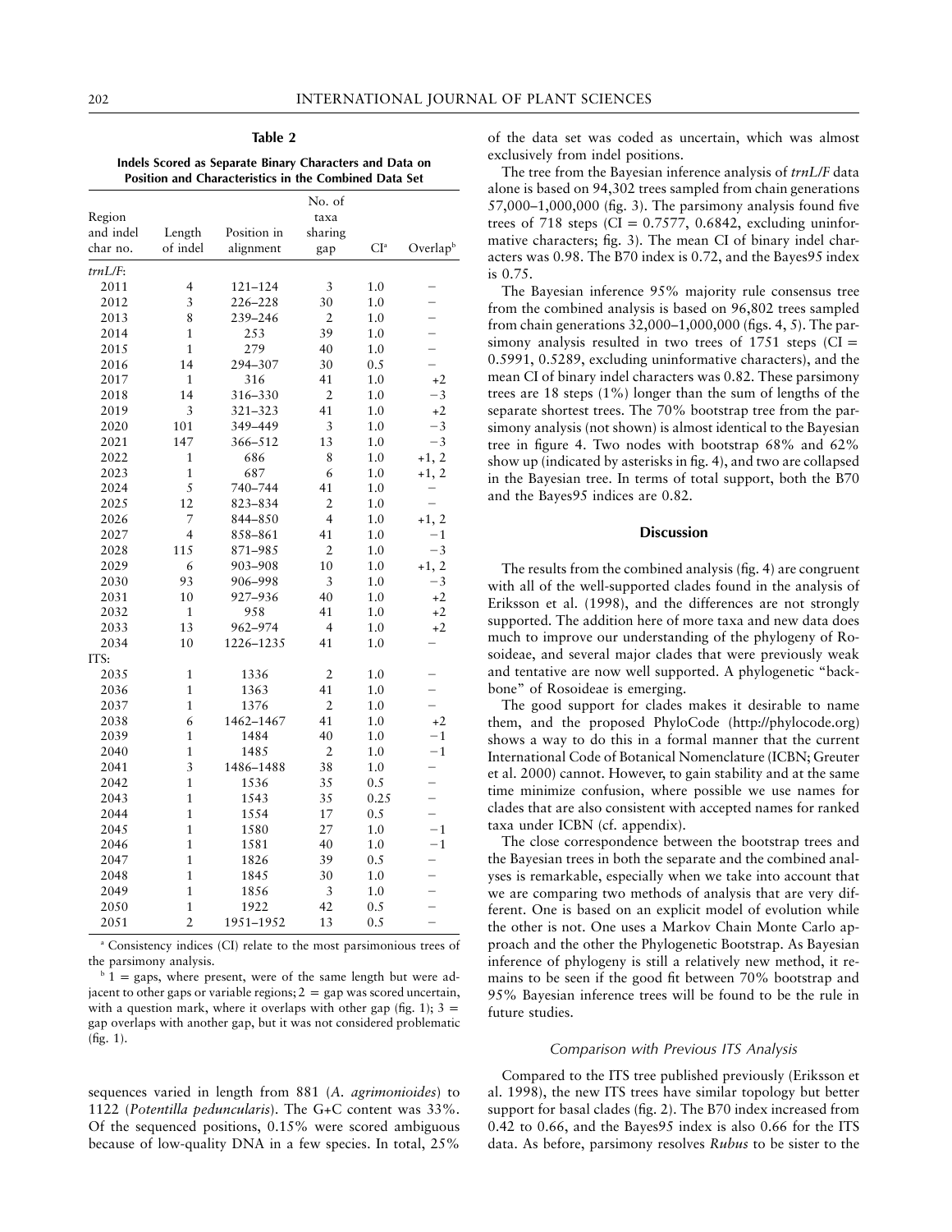**Table 2**

**Indels Scored as Separate Binary Characters and Data on Position and Characteristics in the Combined Data Set**

| Region and indel char no. | Length of indel | Position in alignment | No. of taxa sharing gap | CI[a] | Overlap[b] |
|---|---|---|---|---|---|
| *trnL/F*: | | | | | |
| 2011 | 4 | 121–124 | 3 | 1.0 | – |
| 2012 | 3 | 226–228 | 30 | 1.0 | – |
| 2013 | 8 | 239–246 | 2 | 1.0 | – |
| 2014 | 1 | 253 | 39 | 1.0 | – |
| 2015 | 1 | 279 | 40 | 1.0 | – |
| 2016 | 14 | 294–307 | 30 | 0.5 | – |
| 2017 | 1 | 316 | 41 | 1.0 | +2 |
| 2018 | 14 | 316–330 | 2 | 1.0 | −3 |
| 2019 | 3 | 321–323 | 41 | 1.0 | +2 |
| 2020 | 101 | 349–449 | 3 | 1.0 | −3 |
| 2021 | 147 | 366–512 | 13 | 1.0 | −3 |
| 2022 | 1 | 686 | 8 | 1.0 | +1, 2 |
| 2023 | 1 | 687 | 6 | 1.0 | +1, 2 |
| 2024 | 5 | 740–744 | 41 | 1.0 | – |
| 2025 | 12 | 823–834 | 2 | 1.0 | – |
| 2026 | 7 | 844–850 | 4 | 1.0 | +1, 2 |
| 2027 | 4 | 858–861 | 41 | 1.0 | −1 |
| 2028 | 115 | 871–985 | 2 | 1.0 | −3 |
| 2029 | 6 | 903–908 | 10 | 1.0 | +1, 2 |
| 2030 | 93 | 906–998 | 3 | 1.0 | −3 |
| 2031 | 10 | 927–936 | 40 | 1.0 | +2 |
| 2032 | 1 | 958 | 41 | 1.0 | +2 |
| 2033 | 13 | 962–974 | 4 | 1.0 | +2 |
| 2034 | 10 | 1226–1235 | 41 | 1.0 | – |
| ITS: | | | | | |
| 2035 | 1 | 1336 | 2 | 1.0 | – |
| 2036 | 1 | 1363 | 41 | 1.0 | – |
| 2037 | 1 | 1376 | 2 | 1.0 | – |
| 2038 | 6 | 1462–1467 | 41 | 1.0 | +2 |
| 2039 | 1 | 1484 | 40 | 1.0 | −1 |
| 2040 | 1 | 1485 | 2 | 1.0 | −1 |
| 2041 | 3 | 1486–1488 | 38 | 1.0 | – |
| 2042 | 1 | 1536 | 35 | 0.5 | – |
| 2043 | 1 | 1543 | 35 | 0.25 | – |
| 2044 | 1 | 1554 | 17 | 0.5 | – |
| 2045 | 1 | 1580 | 27 | 1.0 | −1 |
| 2046 | 1 | 1581 | 40 | 1.0 | −1 |
| 2047 | 1 | 1826 | 39 | 0.5 | – |
| 2048 | 1 | 1845 | 30 | 1.0 | – |
| 2049 | 1 | 1856 | 3 | 1.0 | – |
| 2050 | 1 | 1922 | 42 | 0.5 | – |
| 2051 | 2 | 1951–1952 | 13 | 0.5 | – |

[a] Consistency indices (CI) relate to the most parsimonious trees of the parsimony analysis.

[b] 1 = gaps, where present, were of the same length but were adjacent to other gaps or variable regions; 2 = gap was scored uncertain, with a question mark, where it overlaps with other gap (fig. 1); 3 = gap overlaps with another gap, but it was not considered problematic (fig. 1).

sequences varied in length from 881 (*A. agrimonioides*) to 1122 (*Potentilla peduncularis*). The G+C content was 33%. Of the sequenced positions, 0.15% were scored ambiguous because of low-quality DNA in a few species. In total, 25% of the data set was coded as uncertain, which was almost exclusively from indel positions.

The tree from the Bayesian inference analysis of *trnL/F* data alone is based on 94,302 trees sampled from chain generations 57,000–1,000,000 (fig. 3). The parsimony analysis found five trees of 718 steps (CI = 0.7577, 0.6842, excluding uninformative characters; fig. 3). The mean CI of binary indel characters was 0.98. The B70 index is 0.72, and the Bayes95 index is 0.75.

The Bayesian inference 95% majority rule consensus tree from the combined analysis is based on 96,802 trees sampled from chain generations 32,000–1,000,000 (figs. 4, 5). The parsimony analysis resulted in two trees of 1751 steps (CI = 0.5991, 0.5289, excluding uninformative characters), and the mean CI of binary indel characters was 0.82. These parsimony trees are 18 steps (1%) longer than the sum of lengths of the separate shortest trees. The 70% bootstrap tree from the parsimony analysis (not shown) is almost identical to the Bayesian tree in figure 4. Two nodes with bootstrap 68% and 62% show up (indicated by asterisks in fig. 4), and two are collapsed in the Bayesian tree. In terms of total support, both the B70 and the Bayes95 indices are 0.82.

## Discussion

The results from the combined analysis (fig. 4) are congruent with all of the well-supported clades found in the analysis of Eriksson et al. (1998), and the differences are not strongly supported. The addition here of more taxa and new data does much to improve our understanding of the phylogeny of Rosoideae, and several major clades that were previously weak and tentative are now well supported. A phylogenetic "backbone" of Rosoideae is emerging.

The good support for clades makes it desirable to name them, and the proposed PhyloCode (http://phylocode.org) shows a way to do this in a formal manner that the current International Code of Botanical Nomenclature (ICBN; Greuter et al. 2000) cannot. However, to gain stability and at the same time minimize confusion, where possible we use names for clades that are also consistent with accepted names for ranked taxa under ICBN (cf. appendix).

The close correspondence between the bootstrap trees and the Bayesian trees in both the separate and the combined analyses is remarkable, especially when we take into account that we are comparing two methods of analysis that are very different. One is based on an explicit model of evolution while the other is not. One uses a Markov Chain Monte Carlo approach and the other the Phylogenetic Bootstrap. As Bayesian inference of phylogeny is still a relatively new method, it remains to be seen if the good fit between 70% bootstrap and 95% Bayesian inference trees will be found to be the rule in future studies.

### Comparison with Previous ITS Analysis

Compared to the ITS tree published previously (Eriksson et al. 1998), the new ITS trees have similar topology but better support for basal clades (fig. 2). The B70 index increased from 0.42 to 0.66, and the Bayes95 index is also 0.66 for the ITS data. As before, parsimony resolves *Rubus* to be sister to the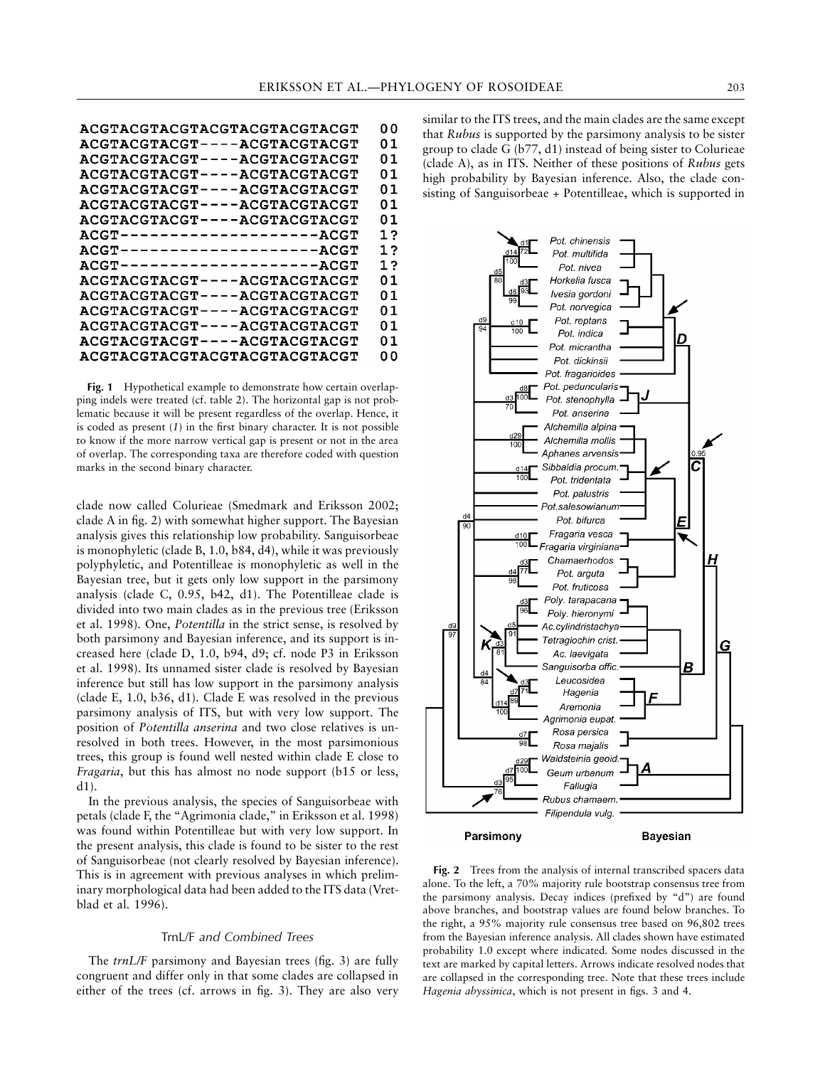```
ACGTACGTACGTACGTACGTACGTACGT  00
ACGTACGTACGT----ACGTACGTACGT  01
ACGTACGTACGT----ACGTACGTACGT  01
ACGTACGTACGT----ACGTACGTACGT  01
ACGTACGTACGT----ACGTACGTACGT  01
ACGTACGTACGT----ACGTACGTACGT  01
ACGTACGTACGT----ACGTACGTACGT  01
ACGT--------------------ACGT  1?
ACGT--------------------ACGT  1?
ACGT--------------------ACGT  1?
ACGTACGTACGT----ACGTACGTACGT  01
ACGTACGTACGT----ACGTACGTACGT  01
ACGTACGTACGT----ACGTACGTACGT  01
ACGTACGTACGT----ACGTACGTACGT  01
ACGTACGTACGT----ACGTACGTACGT  01
ACGTACGTACGTACGTACGTACGTACGT  00
```

**Fig. 1** Hypothetical example to demonstrate how certain overlapping indels were treated (cf. table 2). The horizontal gap is not problematic because it will be present regardless of the overlap. Hence, it is coded as present (*1*) in the first binary character. It is not possible to know if the more narrow vertical gap is present or not in the area of overlap. The corresponding taxa are therefore coded with question marks in the second binary character.

clade now called Colurieae (Smedmark and Eriksson 2002; clade A in fig. 2) with somewhat higher support. The Bayesian analysis gives this relationship low probability. Sanguisorbeae is monophyletic (clade B, 1.0, b84, d4), while it was previously polyphyletic, and Potentilleae is monophyletic as well in the Bayesian tree, but it gets only low support in the parsimony analysis (clade C, 0.95, b42, d1). The Potentilleae clade is divided into two main clades as in the previous tree (Eriksson et al. 1998). One, *Potentilla* in the strict sense, is resolved by both parsimony and Bayesian inference, and its support is increased here (clade D, 1.0, b94, d9; cf. node P3 in Eriksson et al. 1998). Its unnamed sister clade is resolved by Bayesian inference but still has low support in the parsimony analysis (clade E, 1.0, b36, d1). Clade E was resolved in the previous parsimony analysis of ITS, but with very low support. The position of *Potentilla anserina* and two close relatives is unresolved in both trees. However, in the most parsimonious trees, this group is found well nested within clade E close to *Fragaria*, but this has almost no node support (b15 or less, d1).

In the previous analysis, the species of Sanguisorbeae with petals (clade F, the "Agrimonia clade," in Eriksson et al. 1998) was found within Potentilleae but with very low support. In the present analysis, this clade is found to be sister to the rest of Sanguisorbeae (not clearly resolved by Bayesian inference). This is in agreement with previous analyses in which preliminary morphological data had been added to the ITS data (Vretblad et al. 1996).

### TrnL/F *and Combined Trees*

The *trnL/F* parsimony and Bayesian trees (fig. 3) are fully congruent and differ only in that some clades are collapsed in either of the trees (cf. arrows in fig. 3). They are also very similar to the ITS trees, and the main clades are the same except that *Rubus* is supported by the parsimony analysis to be sister group to clade G (b77, d1) instead of being sister to Colurieae (clade A), as in ITS. Neither of these positions of *Rubus* gets high probability by Bayesian inference. Also, the clade consisting of Sanguisorbeae + Potentilleae, which is supported in

**Fig. 2** Trees from the analysis of internal transcribed spacers data alone. To the left, a 70% majority rule bootstrap consensus tree from the parsimony analysis. Decay indices (prefixed by "d") are found above branches, and bootstrap values are found below branches. To the right, a 95% majority rule consensus tree based on 96,802 trees from the Bayesian inference analysis. All clades shown have estimated probability 1.0 except where indicated. Some nodes discussed in the text are marked by capital letters. Arrows indicate resolved nodes that are collapsed in the corresponding tree. Note that these trees include *Hagenia abyssinica*, which is not present in figs. 3 and 4.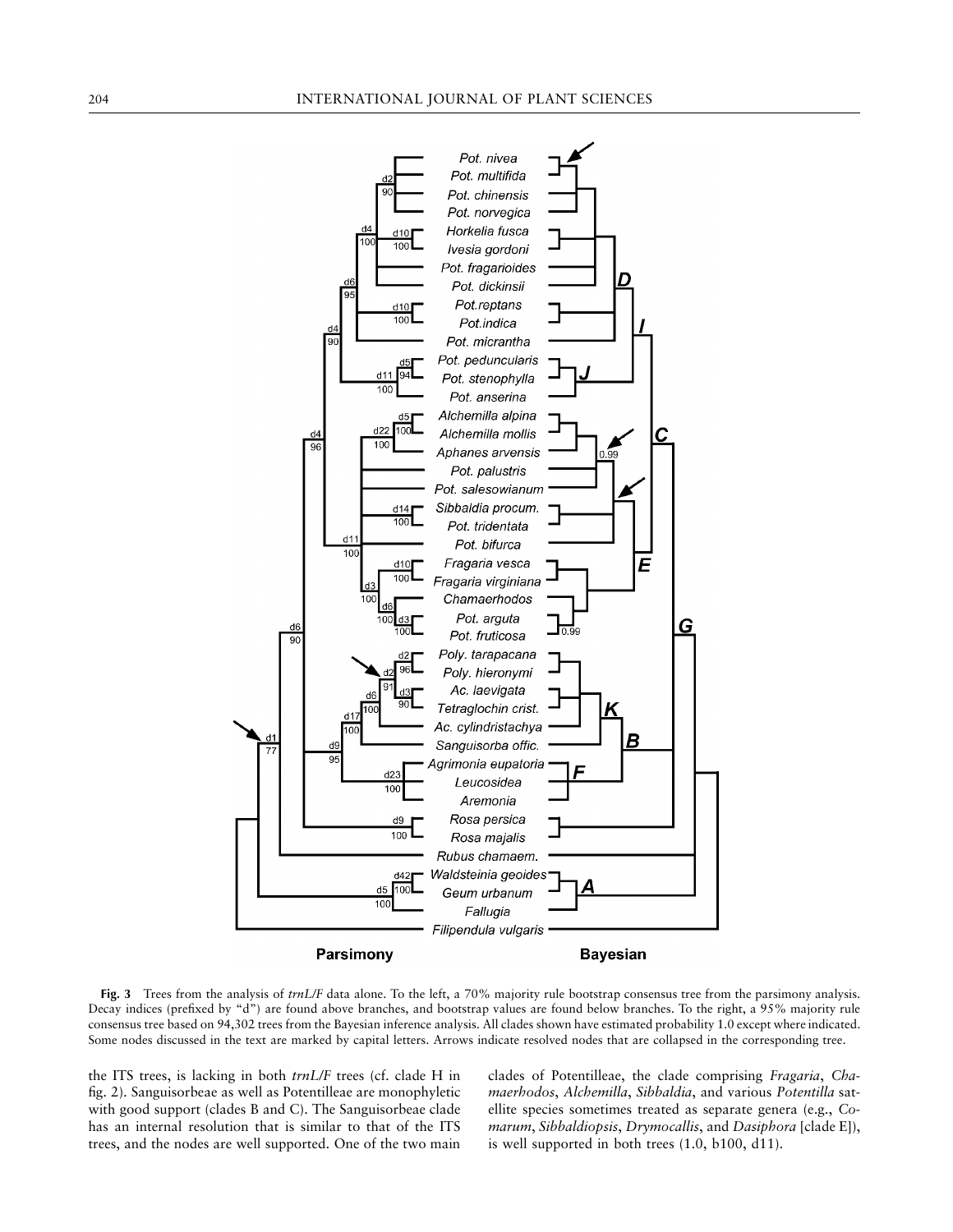**Fig. 3** Trees from the analysis of *trnL/F* data alone. To the left, a 70% majority rule bootstrap consensus tree from the parsimony analysis. Decay indices (prefixed by "d") are found above branches, and bootstrap values are found below branches. To the right, a 95% majority rule consensus tree based on 94,302 trees from the Bayesian inference analysis. All clades shown have estimated probability 1.0 except where indicated. Some nodes discussed in the text are marked by capital letters. Arrows indicate resolved nodes that are collapsed in the corresponding tree.

the ITS trees, is lacking in both *trnL/F* trees (cf. clade H in fig. 2). Sanguisorbeae as well as Potentilleae are monophyletic with good support (clades B and C). The Sanguisorbeae clade has an internal resolution that is similar to that of the ITS trees, and the nodes are well supported. One of the two main clades of Potentilleae, the clade comprising *Fragaria*, *Chamaerhodos*, *Alchemilla*, *Sibbaldia*, and various *Potentilla* satellite species sometimes treated as separate genera (e.g., *Comarum*, *Sibbaldiopsis*, *Drymocallis*, and *Dasiphora* [clade E]), is well supported in both trees (1.0, b100, d11).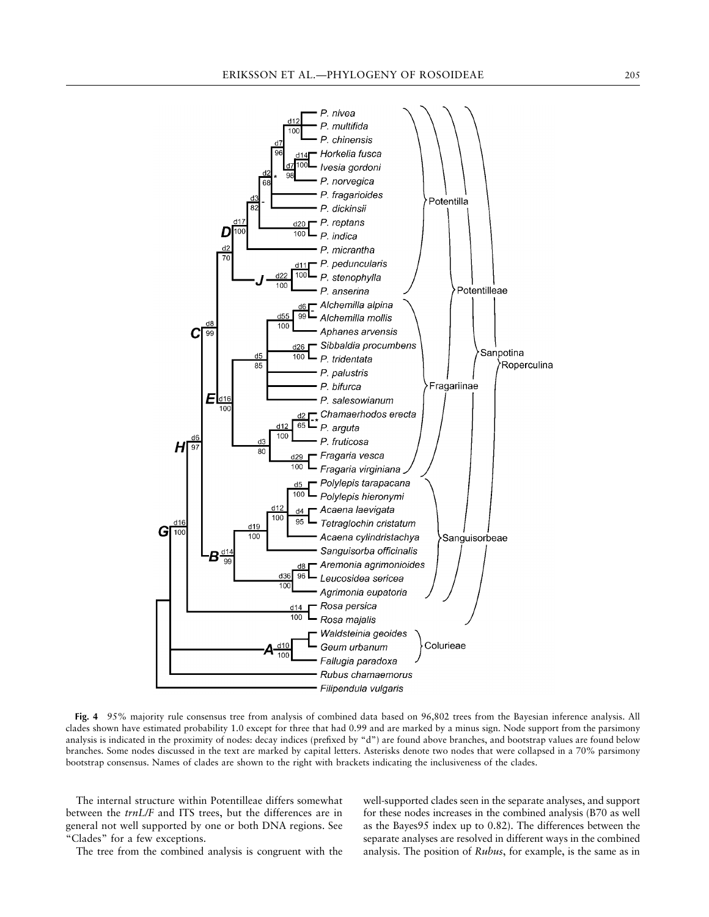**Fig. 4** 95% majority rule consensus tree from analysis of combined data based on 96,802 trees from the Bayesian inference analysis. All clades shown have estimated probability 1.0 except for three that had 0.99 and are marked by a minus sign. Node support from the parsimony analysis is indicated in the proximity of nodes: decay indices (prefixed by "d") are found above branches, and bootstrap values are found below branches. Some nodes discussed in the text are marked by capital letters. Asterisks denote two nodes that were collapsed in a 70% parsimony bootstrap consensus. Names of clades are shown to the right with brackets indicating the inclusiveness of the clades.

The internal structure within Potentilleae differs somewhat between the *trnL/F* and ITS trees, but the differences are in general not well supported by one or both DNA regions. See "Clades" for a few exceptions.

The tree from the combined analysis is congruent with the well-supported clades seen in the separate analyses, and support for these nodes increases in the combined analysis (B70 as well as the Bayes95 index up to 0.82). The differences between the separate analyses are resolved in different ways in the combined analysis. The position of *Rubus*, for example, is the same as in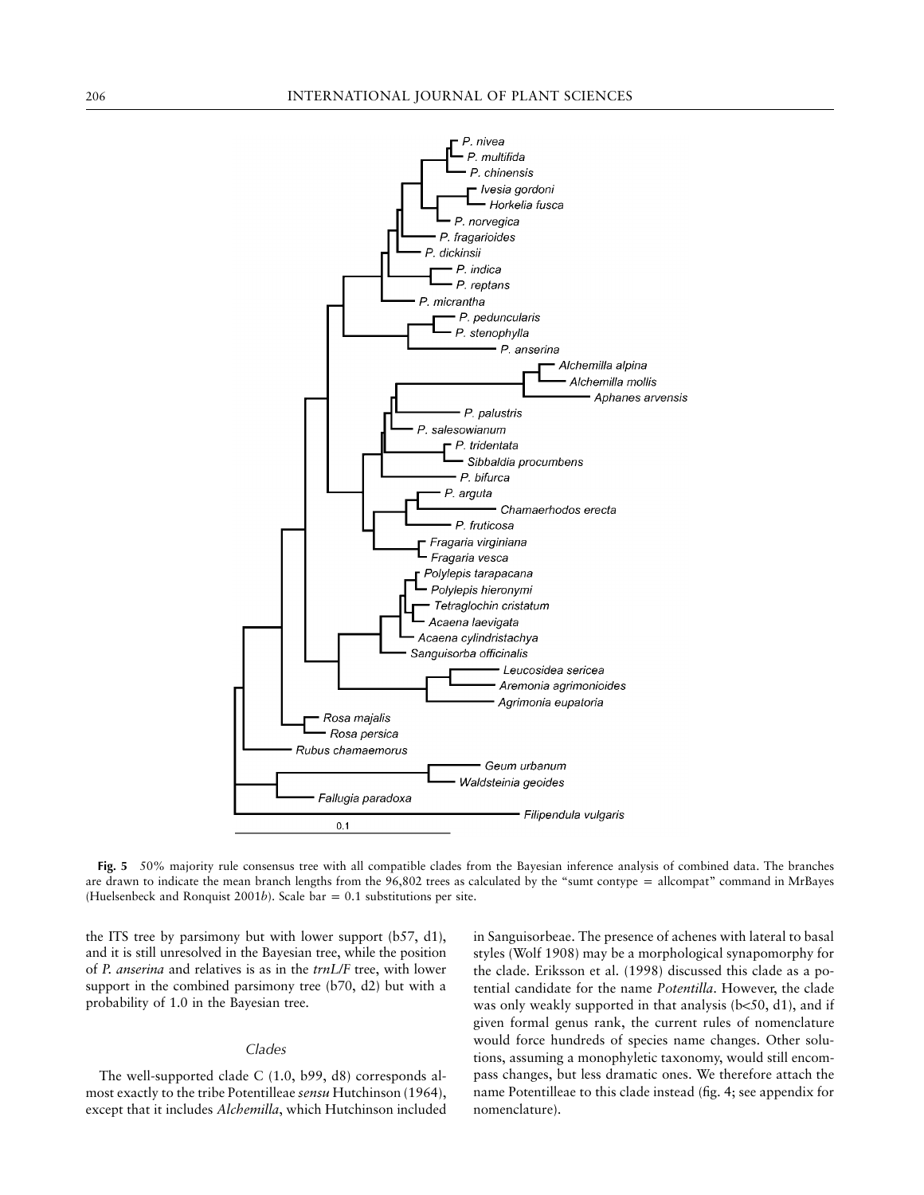**Fig. 5** 50% majority rule consensus tree with all compatible clades from the Bayesian inference analysis of combined data. The branches are drawn to indicate the mean branch lengths from the 96,802 trees as calculated by the "sumt contype = allcompat" command in MrBayes (Huelsenbeck and Ronquist 2001*b*). Scale bar = 0.1 substitutions per site.

the ITS tree by parsimony but with lower support (b57, d1), and it is still unresolved in the Bayesian tree, while the position of *P. anserina* and relatives is as in the *trnL/F* tree, with lower support in the combined parsimony tree (b70, d2) but with a probability of 1.0 in the Bayesian tree.

### *Clades*

The well-supported clade C (1.0, b99, d8) corresponds almost exactly to the tribe Potentilleae *sensu* Hutchinson (1964), except that it includes *Alchemilla*, which Hutchinson included in Sanguisorbeae. The presence of achenes with lateral to basal styles (Wolf 1908) may be a morphological synapomorphy for the clade. Eriksson et al. (1998) discussed this clade as a potential candidate for the name *Potentilla*. However, the clade was only weakly supported in that analysis (b<50, d1), and if given formal genus rank, the current rules of nomenclature would force hundreds of species name changes. Other solutions, assuming a monophyletic taxonomy, would still encompass changes, but less dramatic ones. We therefore attach the name Potentilleae to this clade instead (fig. 4; see appendix for nomenclature).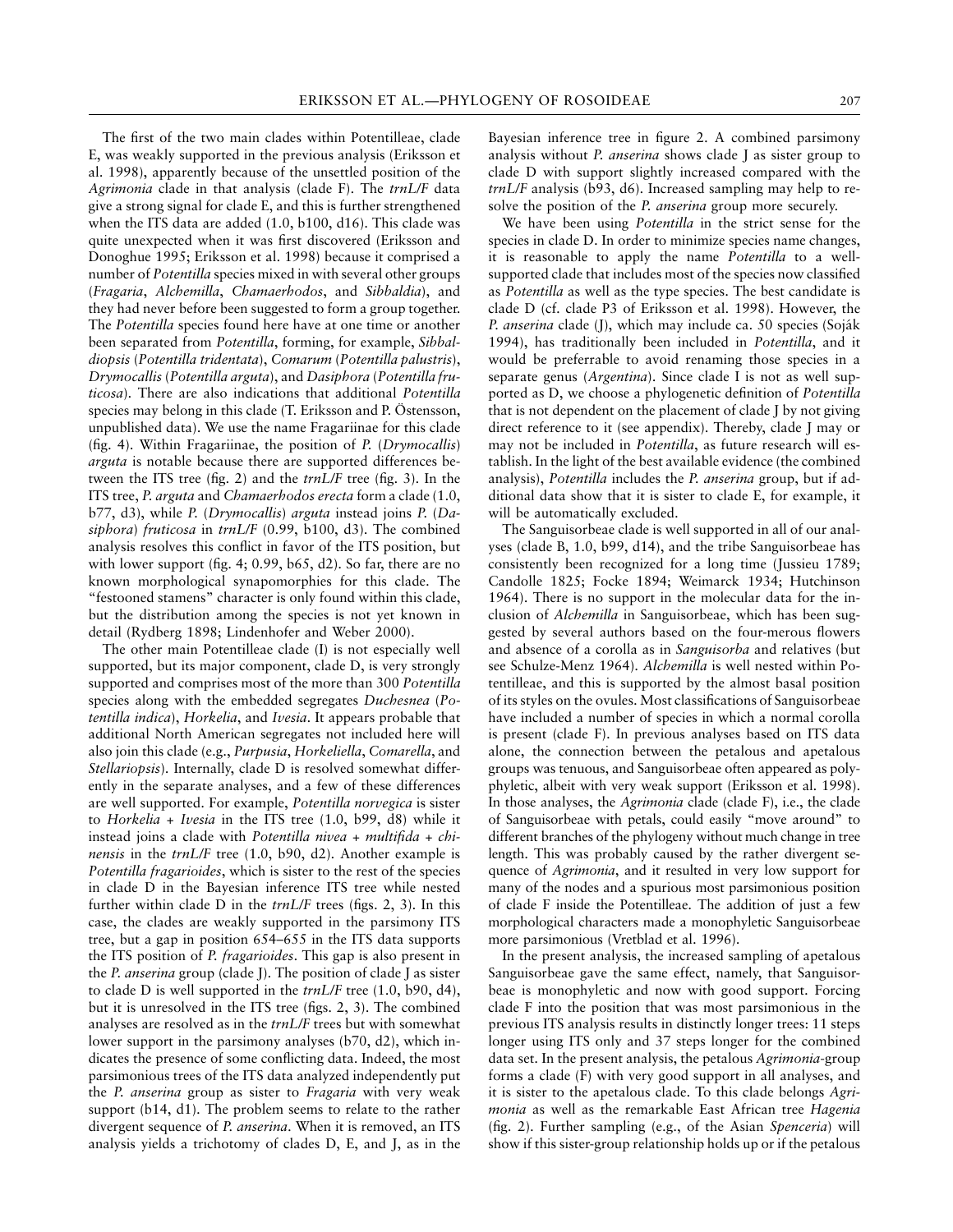The first of the two main clades within Potentilleae, clade E, was weakly supported in the previous analysis (Eriksson et al. 1998), apparently because of the unsettled position of the *Agrimonia* clade in that analysis (clade F). The *trnL/F* data give a strong signal for clade E, and this is further strengthened when the ITS data are added (1.0, b100, d16). This clade was quite unexpected when it was first discovered (Eriksson and Donoghue 1995; Eriksson et al. 1998) because it comprised a number of *Potentilla* species mixed in with several other groups (*Fragaria*, *Alchemilla*, *Chamaerhodos*, and *Sibbaldia*), and they had never before been suggested to form a group together. The *Potentilla* species found here have at one time or another been separated from *Potentilla*, forming, for example, *Sibbaldiopsis* (*Potentilla tridentata*), *Comarum* (*Potentilla palustris*), *Drymocallis* (*Potentilla arguta*), and *Dasiphora* (*Potentilla fruticosa*). There are also indications that additional *Potentilla* species may belong in this clade (T. Eriksson and P. Östensson, unpublished data). We use the name Fragariinae for this clade (fig. 4). Within Fragariinae, the position of *P.* (*Drymocallis*) *arguta* is notable because there are supported differences between the ITS tree (fig. 2) and the *trnL/F* tree (fig. 3). In the ITS tree, *P. arguta* and *Chamaerhodos erecta* form a clade (1.0, b77, d3), while *P.* (*Drymocallis*) *arguta* instead joins *P.* (*Dasiphora*) *fruticosa* in *trnL/F* (0.99, b100, d3). The combined analysis resolves this conflict in favor of the ITS position, but with lower support (fig. 4; 0.99, b65, d2). So far, there are no known morphological synapomorphies for this clade. The "festooned stamens" character is only found within this clade, but the distribution among the species is not yet known in detail (Rydberg 1898; Lindenhofer and Weber 2000).

The other main Potentilleae clade (I) is not especially well supported, but its major component, clade D, is very strongly supported and comprises most of the more than 300 *Potentilla* species along with the embedded segregates *Duchesnea* (*Potentilla indica*), *Horkelia*, and *Ivesia*. It appears probable that additional North American segregates not included here will also join this clade (e.g., *Purpusia*, *Horkeliella*, *Comarella*, and *Stellariopsis*). Internally, clade D is resolved somewhat differently in the separate analyses, and a few of these differences are well supported. For example, *Potentilla norvegica* is sister to *Horkelia* + *Ivesia* in the ITS tree (1.0, b99, d8) while it instead joins a clade with *Potentilla nivea* + *multifida* + *chinensis* in the *trnL/F* tree (1.0, b90, d2). Another example is *Potentilla fragarioides*, which is sister to the rest of the species in clade D in the Bayesian inference ITS tree while nested further within clade D in the *trnL/F* trees (figs. 2, 3). In this case, the clades are weakly supported in the parsimony ITS tree, but a gap in position 654–655 in the ITS data supports the ITS position of *P. fragarioides*. This gap is also present in the *P. anserina* group (clade J). The position of clade J as sister to clade D is well supported in the *trnL/F* tree (1.0, b90, d4), but it is unresolved in the ITS tree (figs. 2, 3). The combined analyses are resolved as in the *trnL/F* trees but with somewhat lower support in the parsimony analyses (b70, d2), which indicates the presence of some conflicting data. Indeed, the most parsimonious trees of the ITS data analyzed independently put the *P. anserina* group as sister to *Fragaria* with very weak support (b14, d1). The problem seems to relate to the rather divergent sequence of *P. anserina*. When it is removed, an ITS analysis yields a trichotomy of clades D, E, and J, as in the Bayesian inference tree in figure 2. A combined parsimony analysis without *P. anserina* shows clade J as sister group to clade D with support slightly increased compared with the *trnL/F* analysis (b93, d6). Increased sampling may help to resolve the position of the *P. anserina* group more securely.

We have been using *Potentilla* in the strict sense for the species in clade D. In order to minimize species name changes, it is reasonable to apply the name *Potentilla* to a well-supported clade that includes most of the species now classified as *Potentilla* as well as the type species. The best candidate is clade D (cf. clade P3 of Eriksson et al. 1998). However, the *P. anserina* clade (J), which may include ca. 50 species (Soják 1994), has traditionally been included in *Potentilla*, and it would be preferrable to avoid renaming those species in a separate genus (*Argentina*). Since clade I is not as well supported as D, we choose a phylogenetic definition of *Potentilla* that is not dependent on the placement of clade J by not giving direct reference to it (see appendix). Thereby, clade J may or may not be included in *Potentilla*, as future research will establish. In the light of the best available evidence (the combined analysis), *Potentilla* includes the *P. anserina* group, but if additional data show that it is sister to clade E, for example, it will be automatically excluded.

The Sanguisorbeae clade is well supported in all of our analyses (clade B, 1.0, b99, d14), and the tribe Sanguisorbeae has consistently been recognized for a long time (Jussieu 1789; Candolle 1825; Focke 1894; Weimarck 1934; Hutchinson 1964). There is no support in the molecular data for the inclusion of *Alchemilla* in Sanguisorbeae, which has been suggested by several authors based on the four-merous flowers and absence of a corolla as in *Sanguisorba* and relatives (but see Schulze-Menz 1964). *Alchemilla* is well nested within Potentilleae, and this is supported by the almost basal position of its styles on the ovules. Most classifications of Sanguisorbeae have included a number of species in which a normal corolla is present (clade F). In previous analyses based on ITS data alone, the connection between the petalous and apetalous groups was tenuous, and Sanguisorbeae often appeared as polyphyletic, albeit with very weak support (Eriksson et al. 1998). In those analyses, the *Agrimonia* clade (clade F), i.e., the clade of Sanguisorbeae with petals, could easily "move around" to different branches of the phylogeny without much change in tree length. This was probably caused by the rather divergent sequence of *Agrimonia*, and it resulted in very low support for many of the nodes and a spurious most parsimonious position of clade F inside the Potentilleae. The addition of just a few morphological characters made a monophyletic Sanguisorbeae more parsimonious (Vretblad et al. 1996).

In the present analysis, the increased sampling of apetalous Sanguisorbeae gave the same effect, namely, that Sanguisorbeae is monophyletic and now with good support. Forcing clade F into the position that was most parsimonious in the previous ITS analysis results in distinctly longer trees: 11 steps longer using ITS only and 37 steps longer for the combined data set. In the present analysis, the petalous *Agrimonia*-group forms a clade (F) with very good support in all analyses, and it is sister to the apetalous clade. To this clade belongs *Agrimonia* as well as the remarkable East African tree *Hagenia* (fig. 2). Further sampling (e.g., of the Asian *Spenceria*) will show if this sister-group relationship holds up or if the petalous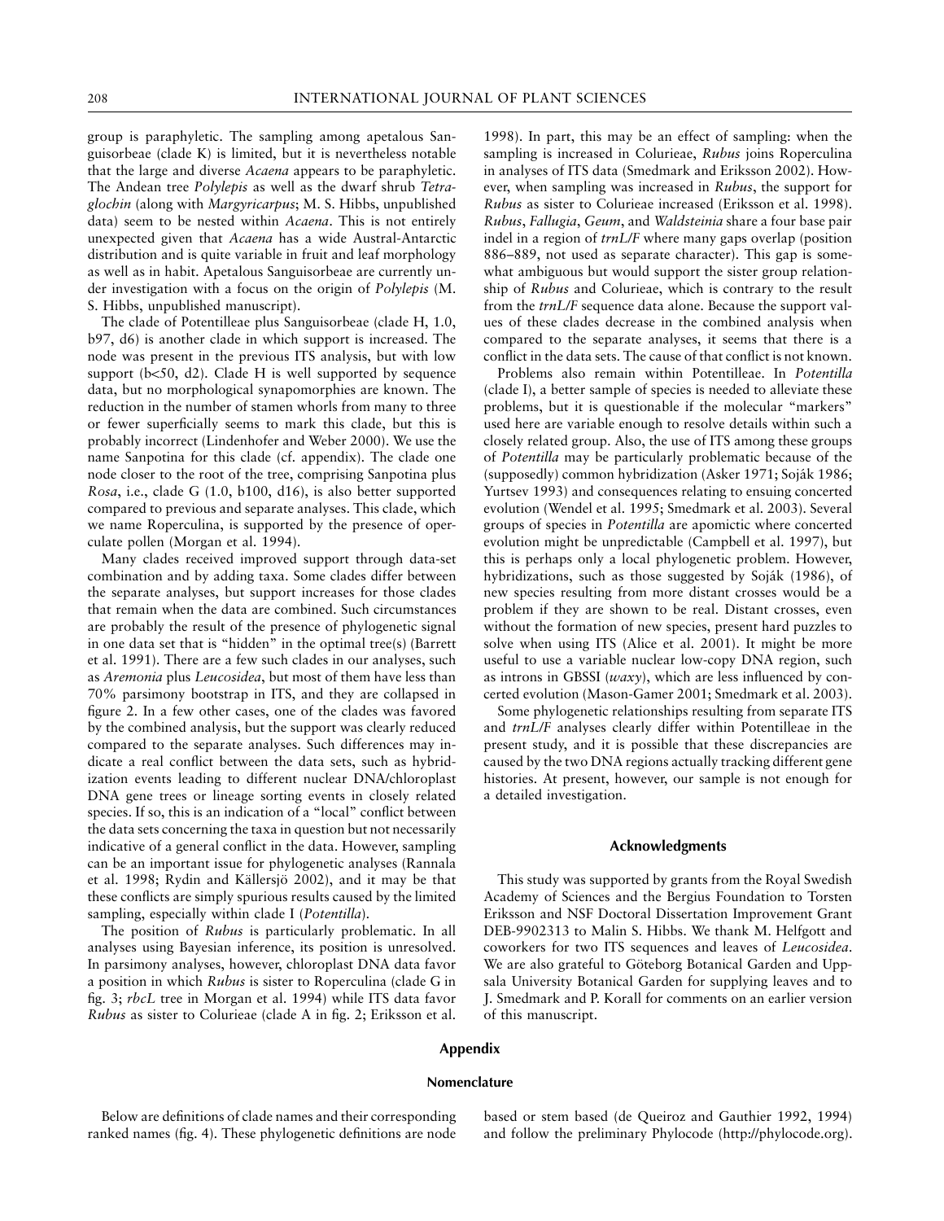group is paraphyletic. The sampling among apetalous Sanguisorbeae (clade K) is limited, but it is nevertheless notable that the large and diverse *Acaena* appears to be paraphyletic. The Andean tree *Polylepis* as well as the dwarf shrub *Tetraglochin* (along with *Margyricarpus*; M. S. Hibbs, unpublished data) seem to be nested within *Acaena*. This is not entirely unexpected given that *Acaena* has a wide Austral-Antarctic distribution and is quite variable in fruit and leaf morphology as well as in habit. Apetalous Sanguisorbeae are currently under investigation with a focus on the origin of *Polylepis* (M. S. Hibbs, unpublished manuscript).

The clade of Potentilleae plus Sanguisorbeae (clade H, 1.0, b97, d6) is another clade in which support is increased. The node was present in the previous ITS analysis, but with low support (b<50, d2). Clade H is well supported by sequence data, but no morphological synapomorphies are known. The reduction in the number of stamen whorls from many to three or fewer superficially seems to mark this clade, but this is probably incorrect (Lindenhofer and Weber 2000). We use the name Sanpotina for this clade (cf. appendix). The clade one node closer to the root of the tree, comprising Sanpotina plus *Rosa*, i.e., clade G (1.0, b100, d16), is also better supported compared to previous and separate analyses. This clade, which we name Roperculina, is supported by the presence of operculate pollen (Morgan et al. 1994).

Many clades received improved support through data-set combination and by adding taxa. Some clades differ between the separate analyses, but support increases for those clades that remain when the data are combined. Such circumstances are probably the result of the presence of phylogenetic signal in one data set that is "hidden" in the optimal tree(s) (Barrett et al. 1991). There are a few such clades in our analyses, such as *Aremonia* plus *Leucosidea*, but most of them have less than 70% parsimony bootstrap in ITS, and they are collapsed in figure 2. In a few other cases, one of the clades was favored by the combined analysis, but the support was clearly reduced compared to the separate analyses. Such differences may indicate a real conflict between the data sets, such as hybridization events leading to different nuclear DNA/chloroplast DNA gene trees or lineage sorting events in closely related species. If so, this is an indication of a "local" conflict between the data sets concerning the taxa in question but not necessarily indicative of a general conflict in the data. However, sampling can be an important issue for phylogenetic analyses (Rannala et al. 1998; Rydin and Källersjö 2002), and it may be that these conflicts are simply spurious results caused by the limited sampling, especially within clade I (*Potentilla*).

The position of *Rubus* is particularly problematic. In all analyses using Bayesian inference, its position is unresolved. In parsimony analyses, however, chloroplast DNA data favor a position in which *Rubus* is sister to Roperculina (clade G in fig. 3; *rbcL* tree in Morgan et al. 1994) while ITS data favor *Rubus* as sister to Colurieae (clade A in fig. 2; Eriksson et al. 1998). In part, this may be an effect of sampling: when the sampling is increased in Colurieae, *Rubus* joins Roperculina in analyses of ITS data (Smedmark and Eriksson 2002). However, when sampling was increased in *Rubus*, the support for *Rubus* as sister to Colurieae increased (Eriksson et al. 1998). *Rubus*, *Fallugia*, *Geum*, and *Waldsteinia* share a four base pair indel in a region of *trnL/F* where many gaps overlap (position 886–889, not used as separate character). This gap is somewhat ambiguous but would support the sister group relationship of *Rubus* and Colurieae, which is contrary to the result from the *trnL/F* sequence data alone. Because the support values of these clades decrease in the combined analysis when compared to the separate analyses, it seems that there is a conflict in the data sets. The cause of that conflict is not known.

Problems also remain within Potentilleae. In *Potentilla* (clade I), a better sample of species is needed to alleviate these problems, but it is questionable if the molecular "markers" used here are variable enough to resolve details within such a closely related group. Also, the use of ITS among these groups of *Potentilla* may be particularly problematic because of the (supposedly) common hybridization (Asker 1971; Soják 1986; Yurtsev 1993) and consequences relating to ensuing concerted evolution (Wendel et al. 1995; Smedmark et al. 2003). Several groups of species in *Potentilla* are apomictic where concerted evolution might be unpredictable (Campbell et al. 1997), but this is perhaps only a local phylogenetic problem. However, hybridizations, such as those suggested by Soják (1986), of new species resulting from more distant crosses would be a problem if they are shown to be real. Distant crosses, even without the formation of new species, present hard puzzles to solve when using ITS (Alice et al. 2001). It might be more useful to use a variable nuclear low-copy DNA region, such as introns in GBSSI (*waxy*), which are less influenced by concerted evolution (Mason-Gamer 2001; Smedmark et al. 2003).

Some phylogenetic relationships resulting from separate ITS and *trnL/F* analyses clearly differ within Potentilleae in the present study, and it is possible that these discrepancies are caused by the two DNA regions actually tracking different gene histories. At present, however, our sample is not enough for a detailed investigation.

## Acknowledgments

This study was supported by grants from the Royal Swedish Academy of Sciences and the Bergius Foundation to Torsten Eriksson and NSF Doctoral Dissertation Improvement Grant DEB-9902313 to Malin S. Hibbs. We thank M. Helfgott and coworkers for two ITS sequences and leaves of *Leucosidea*. We are also grateful to Göteborg Botanical Garden and Uppsala University Botanical Garden for supplying leaves and to J. Smedmark and P. Korall for comments on an earlier version of this manuscript.

## Appendix

### Nomenclature

Below are definitions of clade names and their corresponding ranked names (fig. 4). These phylogenetic definitions are node based or stem based (de Queiroz and Gauthier 1992, 1994) and follow the preliminary Phylocode (http://phylocode.org).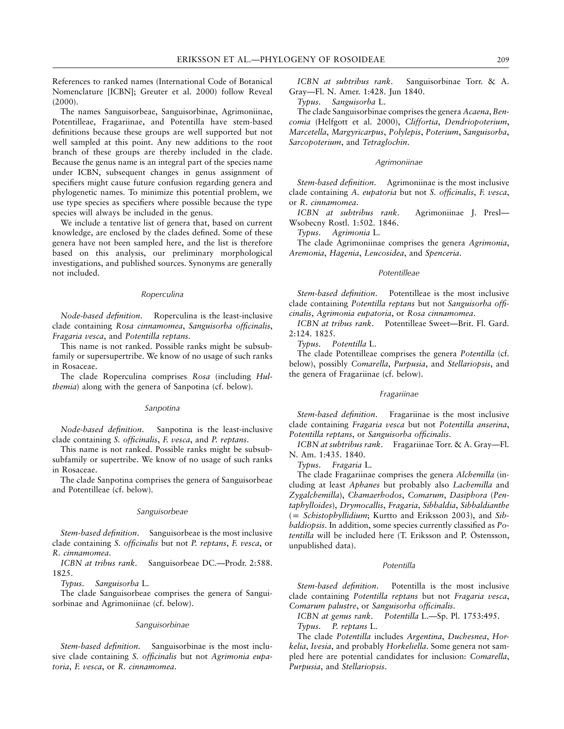References to ranked names (International Code of Botanical Nomenclature [ICBN]; Greuter et al. 2000) follow Reveal (2000).

The names Sanguisorbeae, Sanguisorbinae, Agrimoniinae, Potentilleae, Fragariinae, and Potentilla have stem-based definitions because these groups are well supported but not well sampled at this point. Any new additions to the root branch of these groups are thereby included in the clade. Because the genus name is an integral part of the species name under ICBN, subsequent changes in genus assignment of specifiers might cause future confusion regarding genera and phylogenetic names. To minimize this potential problem, we use type species as specifiers where possible because the type species will always be included in the genus.

We include a tentative list of genera that, based on current knowledge, are enclosed by the clades defined. Some of these genera have not been sampled here, and the list is therefore based on this analysis, our preliminary morphological investigations, and published sources. Synonyms are generally not included.

### Roperculina

*Node-based definition.* Roperculina is the least-inclusive clade containing *Rosa cinnamomea*, *Sanguisorba officinalis*, *Fragaria vesca*, and *Potentilla reptans*.

This name is not ranked. Possible ranks might be subsubfamily or supersupertribe. We know of no usage of such ranks in Rosaceae.

The clade Roperculina comprises *Rosa* (including *Hulthemia*) along with the genera of Sanpotina (cf. below).

### Sanpotina

*Node-based definition.* Sanpotina is the least-inclusive clade containing *S. officinalis*, *F. vesca*, and *P. reptans*.

This name is not ranked. Possible ranks might be subsubsubfamily or supertribe. We know of no usage of such ranks in Rosaceae.

The clade Sanpotina comprises the genera of Sanguisorbeae and Potentilleae (cf. below).

### Sanguisorbeae

*Stem-based definition.* Sanguisorbeae is the most inclusive clade containing *S. officinalis* but not *P. reptans*, *F. vesca*, or *R. cinnamomea*.

*ICBN at tribus rank.* Sanguisorbeae DC.—Prodr. 2:588. 1825.

*Typus.* *Sanguisorba* L.

The clade Sanguisorbeae comprises the genera of Sanguisorbinae and Agrimoniinae (cf. below).

### Sanguisorbinae

*Stem-based definition.* Sanguisorbinae is the most inclusive clade containing *S. officinalis* but not *Agrimonia eupatoria*, *F. vesca*, or *R. cinnamomea*.

*ICBN at subtribus rank.* Sanguisorbinae Torr. & A. Gray—Fl. N. Amer. 1:428. Jun 1840.

*Typus.* *Sanguisorba* L.

The clade Sanguisorbinae comprises the genera *Acaena*, *Bencomia* (Helfgott et al. 2000), *Cliffortia*, *Dendriopoterium*, *Marcetella*, *Margyricarpus*, *Polylepis*, *Poterium*, *Sanguisorba*, *Sarcopoterium*, and *Tetraglochin*.

### Agrimoniinae

*Stem-based definition.* Agrimoniinae is the most inclusive clade containing *A. eupatoria* but not *S. officinalis*, *F. vesca*, or *R. cinnamomea*.

*ICBN at subtribus rank.* Agrimoniinae J. Presl—Wsobecny Rostl. 1:502. 1846.

*Typus.* *Agrimonia* L.

The clade Agrimoniinae comprises the genera *Agrimonia*, *Aremonia*, *Hagenia*, *Leucosidea*, and *Spenceria*.

### Potentilleae

*Stem-based definition.* Potentilleae is the most inclusive clade containing *Potentilla reptans* but not *Sanguisorba officinalis*, *Agrimonia eupatoria*, or *Rosa cinnamomea*.

*ICBN at tribus rank.* Potentilleae Sweet—Brit. Fl. Gard. 2:124. 1825.

*Typus.* *Potentilla* L.

The clade Potentilleae comprises the genera *Potentilla* (cf. below), possibly *Comarella*, *Purpusia*, and *Stellariopsis*, and the genera of Fragariinae (cf. below).

### Fragariinae

*Stem-based definition.* Fragariinae is the most inclusive clade containing *Fragaria vesca* but not *Potentilla anserina*, *Potentilla reptans*, or *Sanguisorba officinalis*.

*ICBN at subtribus rank.* Fragariinae Torr. & A. Gray—Fl. N. Am. 1:435. 1840.

*Typus.* *Fragaria* L.

The clade Fragariinae comprises the genera *Alchemilla* (including at least *Aphanes* but probably also *Lachemilla* and *Zygalchemilla*), *Chamaerhodos*, *Comarum*, *Dasiphora* (*Pentaphylloides*), *Drymocallis*, *Fragaria*, *Sibbaldia*, *Sibbaldianthe* (= *Schistophyllidium*; Kurtto and Eriksson 2003), and *Sibbaldiopsis*. In addition, some species currently classified as *Potentilla* will be included here (T. Eriksson and P. Östensson, unpublished data).

### Potentilla

*Stem-based definition.* Potentilla is the most inclusive clade containing *Potentilla reptans* but not *Fragaria vesca*, *Comarum palustre*, or *Sanguisorba officinalis*.

*ICBN at genus rank.* *Potentilla* L.—Sp. Pl. 1753:495.

*Typus.* *P. reptans* L.

The clade *Potentilla* includes *Argentina*, *Duchesnea*, *Horkelia*, *Ivesia*, and probably *Horkeliella*. Some genera not sampled here are potential candidates for inclusion: *Comarella*, *Purpusia*, and *Stellariopsis*.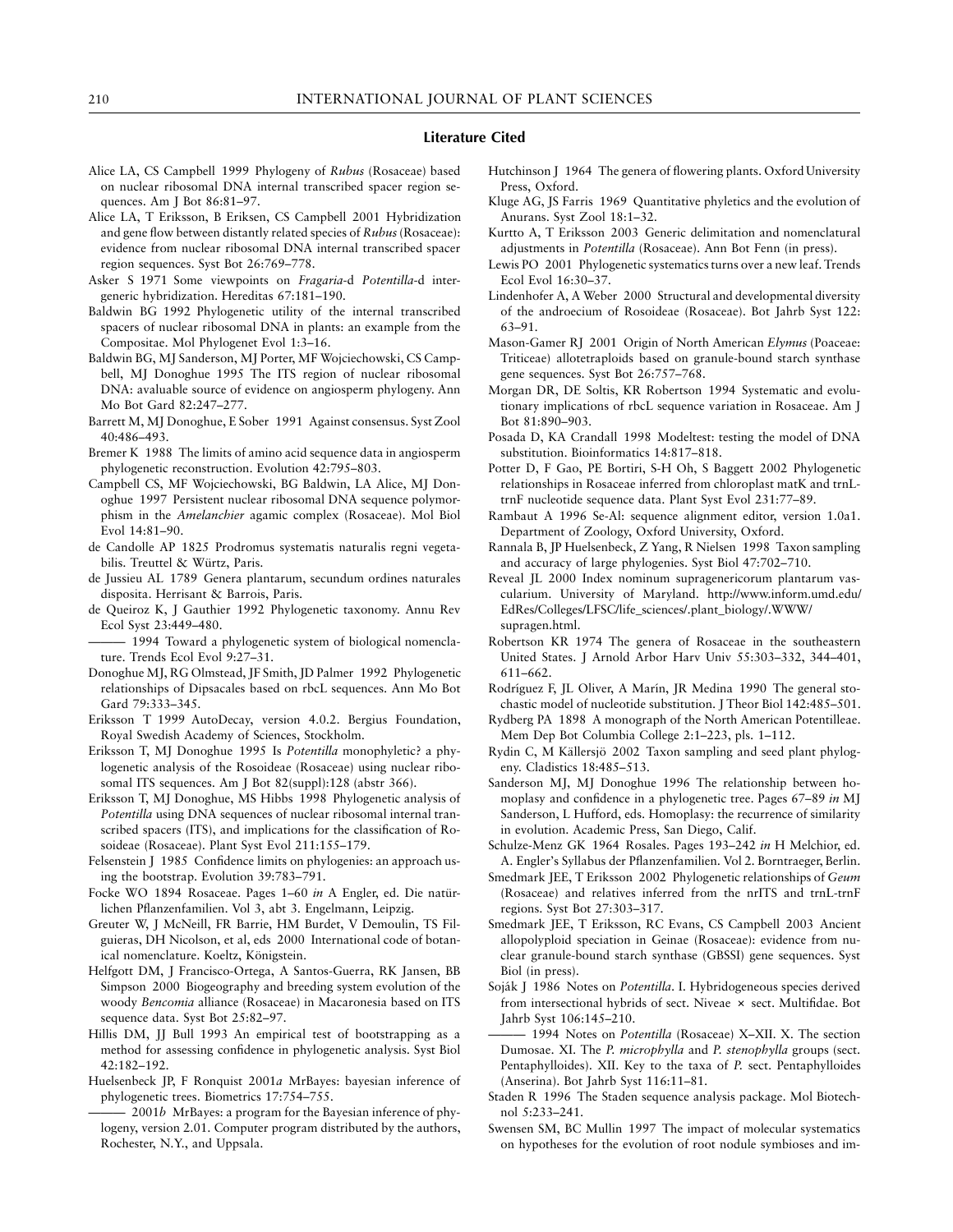## Literature Cited

Alice LA, CS Campbell 1999 Phylogeny of *Rubus* (Rosaceae) based on nuclear ribosomal DNA internal transcribed spacer region sequences. Am J Bot 86:81–97.

Alice LA, T Eriksson, B Eriksen, CS Campbell 2001 Hybridization and gene flow between distantly related species of *Rubus* (Rosaceae): evidence from nuclear ribosomal DNA internal transcribed spacer region sequences. Syst Bot 26:769–778.

Asker S 1971 Some viewpoints on *Fragaria*-d *Potentilla*-d intergeneric hybridization. Hereditas 67:181–190.

Baldwin BG 1992 Phylogenetic utility of the internal transcribed spacers of nuclear ribosomal DNA in plants: an example from the Compositae. Mol Phylogenet Evol 1:3–16.

Baldwin BG, MJ Sanderson, MJ Porter, MF Wojciechowski, CS Campbell, MJ Donoghue 1995 The ITS region of nuclear ribosomal DNA: avaluable source of evidence on angiosperm phylogeny. Ann Mo Bot Gard 82:247–277.

Barrett M, MJ Donoghue, E Sober 1991 Against consensus. Syst Zool 40:486–493.

Bremer K 1988 The limits of amino acid sequence data in angiosperm phylogenetic reconstruction. Evolution 42:795–803.

Campbell CS, MF Wojciechowski, BG Baldwin, LA Alice, MJ Donoghue 1997 Persistent nuclear ribosomal DNA sequence polymorphism in the *Amelanchier* agamic complex (Rosaceae). Mol Biol Evol 14:81–90.

de Candolle AP 1825 Prodromus systematis naturalis regni vegetabilis. Treuttel & Würtz, Paris.

de Jussieu AL 1789 Genera plantarum, secundum ordines naturales disposita. Herrisant & Barrois, Paris.

de Queiroz K, J Gauthier 1992 Phylogenetic taxonomy. Annu Rev Ecol Syst 23:449–480.

——— 1994 Toward a phylogenetic system of biological nomenclature. Trends Ecol Evol 9:27–31.

Donoghue MJ, RG Olmstead, JF Smith, JD Palmer 1992 Phylogenetic relationships of Dipsacales based on rbcL sequences. Ann Mo Bot Gard 79:333–345.

Eriksson T 1999 AutoDecay, version 4.0.2. Bergius Foundation, Royal Swedish Academy of Sciences, Stockholm.

Eriksson T, MJ Donoghue 1995 Is *Potentilla* monophyletic? a phylogenetic analysis of the Rosoideae (Rosaceae) using nuclear ribosomal ITS sequences. Am J Bot 82(suppl):128 (abstr 366).

Eriksson T, MJ Donoghue, MS Hibbs 1998 Phylogenetic analysis of *Potentilla* using DNA sequences of nuclear ribosomal internal transcribed spacers (ITS), and implications for the classification of Rosoideae (Rosaceae). Plant Syst Evol 211:155–179.

Felsenstein J 1985 Confidence limits on phylogenies: an approach using the bootstrap. Evolution 39:783–791.

Focke WO 1894 Rosaceae. Pages 1–60 *in* A Engler, ed. Die natürlichen Pflanzenfamilien. Vol 3, abt 3. Engelmann, Leipzig.

Greuter W, J McNeill, FR Barrie, HM Burdet, V Demoulin, TS Filgueiras, DH Nicolson, et al, eds 2000 International code of botanical nomenclature. Koeltz, Königstein.

Helfgott DM, J Francisco-Ortega, A Santos-Guerra, RK Jansen, BB Simpson 2000 Biogeography and breeding system evolution of the woody *Bencomia* alliance (Rosaceae) in Macaronesia based on ITS sequence data. Syst Bot 25:82–97.

Hillis DM, JJ Bull 1993 An empirical test of bootstrapping as a method for assessing confidence in phylogenetic analysis. Syst Biol 42:182–192.

Huelsenbeck JP, F Ronquist 2001*a* MrBayes: bayesian inference of phylogenetic trees. Biometrics 17:754–755.

——— 2001*b* MrBayes: a program for the Bayesian inference of phylogeny, version 2.01. Computer program distributed by the authors, Rochester, N.Y., and Uppsala.

Hutchinson J 1964 The genera of flowering plants. Oxford University Press, Oxford.

Kluge AG, JS Farris 1969 Quantitative phyletics and the evolution of Anurans. Syst Zool 18:1–32.

Kurtto A, T Eriksson 2003 Generic delimitation and nomenclatural adjustments in *Potentilla* (Rosaceae). Ann Bot Fenn (in press).

Lewis PO 2001 Phylogenetic systematics turns over a new leaf. Trends Ecol Evol 16:30–37.

Lindenhofer A, A Weber 2000 Structural and developmental diversity of the androecium of Rosoideae (Rosaceae). Bot Jahrb Syst 122: 63–91.

Mason-Gamer RJ 2001 Origin of North American *Elymus* (Poaceae: Triticeae) allotetraploids based on granule-bound starch synthase gene sequences. Syst Bot 26:757–768.

Morgan DR, DE Soltis, KR Robertson 1994 Systematic and evolutionary implications of rbcL sequence variation in Rosaceae. Am J Bot 81:890–903.

Posada D, KA Crandall 1998 Modeltest: testing the model of DNA substitution. Bioinformatics 14:817–818.

Potter D, F Gao, PE Bortiri, S-H Oh, S Baggett 2002 Phylogenetic relationships in Rosaceae inferred from chloroplast matK and trnL-trnF nucleotide sequence data. Plant Syst Evol 231:77–89.

Rambaut A 1996 Se-Al: sequence alignment editor, version 1.0a1. Department of Zoology, Oxford University, Oxford.

Rannala B, JP Huelsenbeck, Z Yang, R Nielsen 1998 Taxon sampling and accuracy of large phylogenies. Syst Biol 47:702–710.

Reveal JL 2000 Index nominum supragenericorum plantarum vascularium. University of Maryland. http://www.inform.umd.edu/EdRes/Colleges/LFSC/life_sciences/.plant_biology/.WWW/supragen.html.

Robertson KR 1974 The genera of Rosaceae in the southeastern United States. J Arnold Arbor Harv Univ 55:303–332, 344–401, 611–662.

Rodríguez F, JL Oliver, A Marín, JR Medina 1990 The general stochastic model of nucleotide substitution. J Theor Biol 142:485–501.

Rydberg PA 1898 A monograph of the North American Potentilleae. Mem Dep Bot Columbia College 2:1–223, pls. 1–112.

Rydin C, M Källersjö 2002 Taxon sampling and seed plant phylogeny. Cladistics 18:485–513.

Sanderson MJ, MJ Donoghue 1996 The relationship between homoplasy and confidence in a phylogenetic tree. Pages 67–89 *in* MJ Sanderson, L Hufford, eds. Homoplasy: the recurrence of similarity in evolution. Academic Press, San Diego, Calif.

Schulze-Menz GK 1964 Rosales. Pages 193–242 *in* H Melchior, ed. A. Engler's Syllabus der Pflanzenfamilien. Vol 2. Borntraeger, Berlin.

Smedmark JEE, T Eriksson 2002 Phylogenetic relationships of *Geum* (Rosaceae) and relatives inferred from the nrITS and trnL-trnF regions. Syst Bot 27:303–317.

Smedmark JEE, T Eriksson, RC Evans, CS Campbell 2003 Ancient allopolyploid speciation in Geinae (Rosaceae): evidence from nuclear granule-bound starch synthase (GBSSI) gene sequences. Syst Biol (in press).

Soják J 1986 Notes on *Potentilla*. I. Hybridogeneous species derived from intersectional hybrids of sect. Niveae × sect. Multifidae. Bot Jahrb Syst 106:145–210.

——— 1994 Notes on *Potentilla* (Rosaceae) X–XII. X. The section Dumosae. XI. The *P. microphylla* and *P. stenophylla* groups (sect. Pentaphylloides). XII. Key to the taxa of *P.* sect. Pentaphylloides (Anserina). Bot Jahrb Syst 116:11–81.

Staden R 1996 The Staden sequence analysis package. Mol Biotechnol 5:233–241.

Swensen SM, BC Mullin 1997 The impact of molecular systematics on hypotheses for the evolution of root nodule symbioses and im-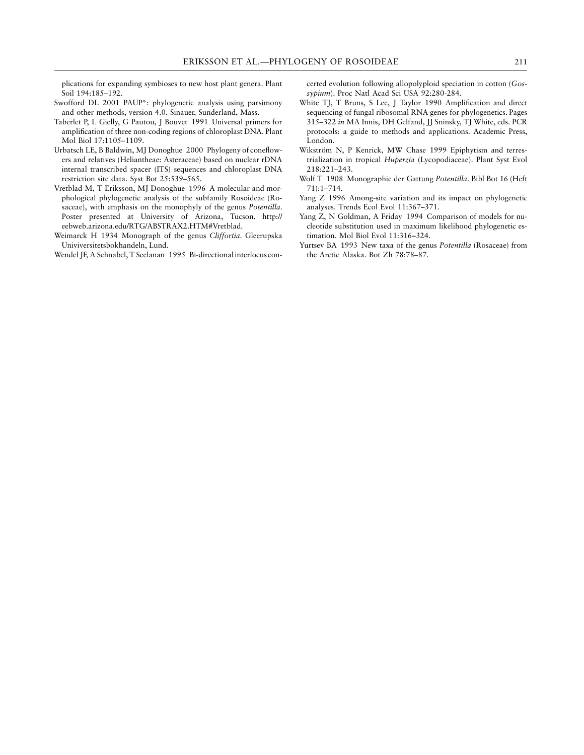plications for expanding symbioses to new host plant genera. Plant Soil 194:185–192.

Swofford DL 2001 PAUP*: phylogenetic analysis using parsimony and other methods, version 4.0. Sinauer, Sunderland, Mass.

Taberlet P, L Gielly, G Pautou, J Bouvet 1991 Universal primers for amplification of three non-coding regions of chloroplast DNA. Plant Mol Biol 17:1105–1109.

Urbatsch LE, B Baldwin, MJ Donoghue 2000 Phylogeny of coneflowers and relatives (Heliantheae: Asteraceae) based on nuclear rDNA internal transcribed spacer (ITS) sequences and chloroplast DNA restriction site data. Syst Bot 25:539–565.

Vretblad M, T Eriksson, MJ Donoghue 1996 A molecular and morphological phylogenetic analysis of the subfamily Rosoideae (Rosaceae), with emphasis on the monophyly of the genus *Potentilla*. Poster presented at University of Arizona, Tucson. http://eebweb.arizona.edu/RTG/ABSTRAX2.HTM#Vretblad.

Weimarck H 1934 Monograph of the genus *Cliffortia*. Gleerupska Univiversitetsbokhandeln, Lund.

Wendel JF, A Schnabel, T Seelanan 1995 Bi-directional interlocus concerted evolution following allopolyploid speciation in cotton (*Gossypium*). Proc Natl Acad Sci USA 92:280-284.

White TJ, T Bruns, S Lee, J Taylor 1990 Amplification and direct sequencing of fungal ribosomal RNA genes for phylogenetics. Pages 315–322 *in* MA Innis, DH Gelfand, JJ Sninsky, TJ White, eds. PCR protocols: a guide to methods and applications. Academic Press, London.

Wikström N, P Kenrick, MW Chase 1999 Epiphytism and terrestrialization in tropical *Huperzia* (Lycopodiaceae). Plant Syst Evol 218:221–243.

Wolf T 1908 Monographie der Gattung *Potentilla*. Bibl Bot 16 (Heft 71):1–714.

Yang Z 1996 Among-site variation and its impact on phylogenetic analyses. Trends Ecol Evol 11:367–371.

Yang Z, N Goldman, A Friday 1994 Comparison of models for nucleotide substitution used in maximum likelihood phylogenetic estimation. Mol Biol Evol 11:316–324.

Yurtsev BA 1993 New taxa of the genus *Potentilla* (Rosaceae) from the Arctic Alaska. Bot Zh 78:78–87.